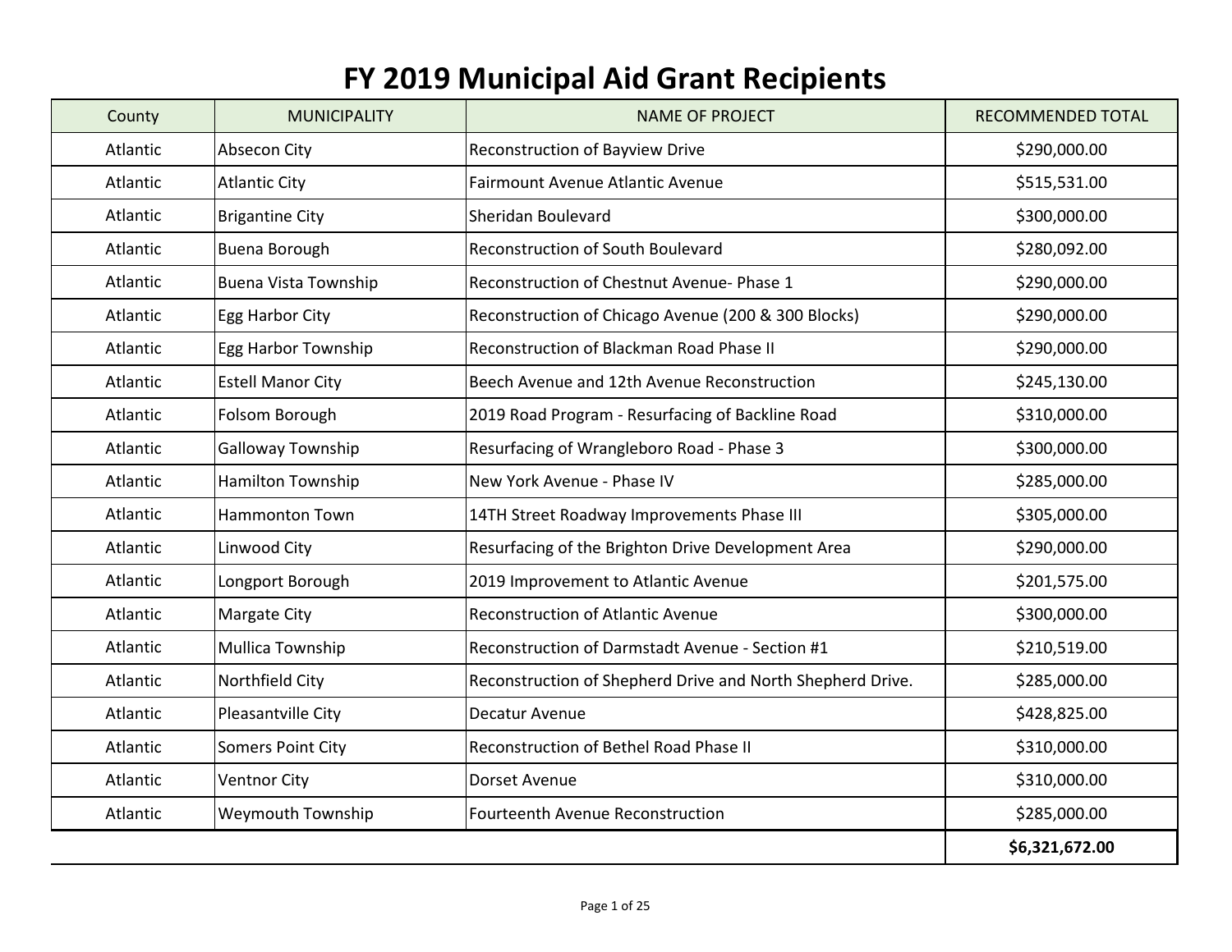# FY 2019 Municipal Aid Grant Recipients

| County | MUNICIPALITY | NAME OF PROJECT | RECOMMENDED TOTAL |
|---|---|---|---|
| Atlantic | Absecon City | Reconstruction of Bayview Drive | $290,000.00 |
| Atlantic | Atlantic City | Fairmount Avenue Atlantic Avenue | $515,531.00 |
| Atlantic | Brigantine City | Sheridan Boulevard | $300,000.00 |
| Atlantic | Buena Borough | Reconstruction of South Boulevard | $280,092.00 |
| Atlantic | Buena Vista Township | Reconstruction of Chestnut Avenue- Phase 1 | $290,000.00 |
| Atlantic | Egg Harbor City | Reconstruction of Chicago Avenue (200 & 300 Blocks) | $290,000.00 |
| Atlantic | Egg Harbor Township | Reconstruction of Blackman Road Phase II | $290,000.00 |
| Atlantic | Estell Manor City | Beech Avenue and 12th Avenue Reconstruction | $245,130.00 |
| Atlantic | Folsom Borough | 2019 Road Program - Resurfacing of Backline Road | $310,000.00 |
| Atlantic | Galloway Township | Resurfacing of Wrangleboro Road - Phase 3 | $300,000.00 |
| Atlantic | Hamilton Township | New York Avenue - Phase IV | $285,000.00 |
| Atlantic | Hammonton Town | 14TH Street Roadway Improvements Phase III | $305,000.00 |
| Atlantic | Linwood City | Resurfacing of the Brighton Drive Development Area | $290,000.00 |
| Atlantic | Longport Borough | 2019 Improvement to Atlantic Avenue | $201,575.00 |
| Atlantic | Margate City | Reconstruction of Atlantic Avenue | $300,000.00 |
| Atlantic | Mullica Township | Reconstruction of Darmstadt Avenue - Section #1 | $210,519.00 |
| Atlantic | Northfield City | Reconstruction of Shepherd Drive and North Shepherd Drive. | $285,000.00 |
| Atlantic | Pleasantville City | Decatur Avenue | $428,825.00 |
| Atlantic | Somers Point City | Reconstruction of Bethel Road Phase II | $310,000.00 |
| Atlantic | Ventnor City | Dorset Avenue | $310,000.00 |
| Atlantic | Weymouth Township | Fourteenth Avenue Reconstruction | $285,000.00 |
| | | | **$6,321,672.00** |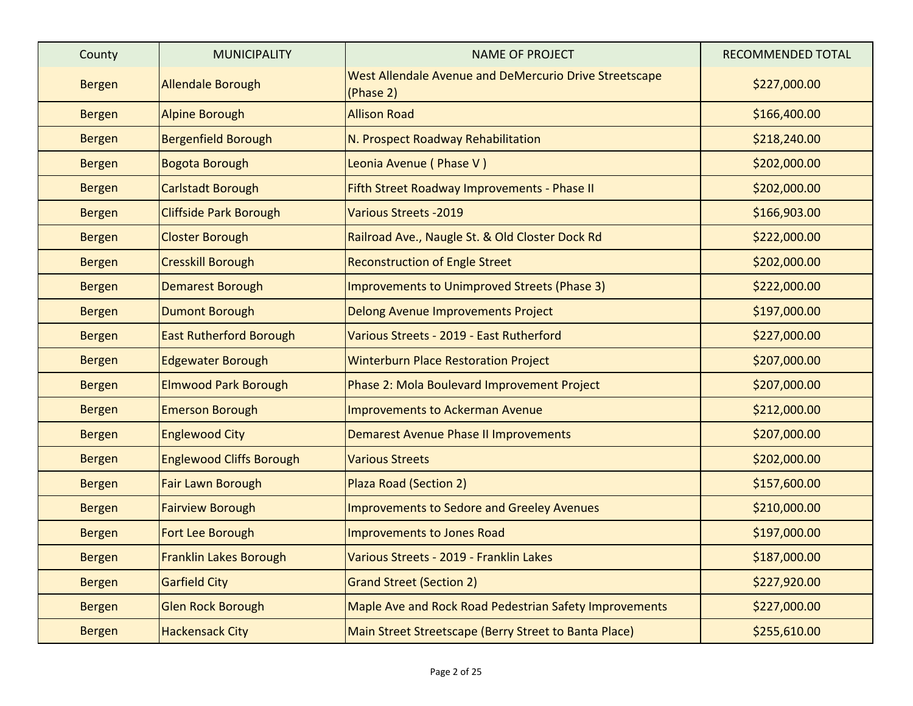| County | MUNICIPALITY | NAME OF PROJECT | RECOMMENDED TOTAL |
|---|---|---|---|
| Bergen | Allendale Borough | West Allendale Avenue and DeMercurio Drive Streetscape (Phase 2) | $227,000.00 |
| Bergen | Alpine Borough | Allison Road | $166,400.00 |
| Bergen | Bergenfield Borough | N. Prospect Roadway Rehabilitation | $218,240.00 |
| Bergen | Bogota Borough | Leonia Avenue ( Phase V ) | $202,000.00 |
| Bergen | Carlstadt Borough | Fifth Street Roadway Improvements - Phase II | $202,000.00 |
| Bergen | Cliffside Park Borough | Various Streets -2019 | $166,903.00 |
| Bergen | Closter Borough | Railroad Ave., Naugle St. & Old Closter Dock Rd | $222,000.00 |
| Bergen | Cresskill Borough | Reconstruction of Engle Street | $202,000.00 |
| Bergen | Demarest Borough | Improvements to Unimproved Streets (Phase 3) | $222,000.00 |
| Bergen | Dumont Borough | Delong Avenue Improvements Project | $197,000.00 |
| Bergen | East Rutherford Borough | Various Streets - 2019 - East Rutherford | $227,000.00 |
| Bergen | Edgewater Borough | Winterburn Place Restoration Project | $207,000.00 |
| Bergen | Elmwood Park Borough | Phase 2: Mola Boulevard Improvement Project | $207,000.00 |
| Bergen | Emerson Borough | Improvements to Ackerman Avenue | $212,000.00 |
| Bergen | Englewood City | Demarest Avenue Phase II Improvements | $207,000.00 |
| Bergen | Englewood Cliffs Borough | Various Streets | $202,000.00 |
| Bergen | Fair Lawn Borough | Plaza Road (Section 2) | $157,600.00 |
| Bergen | Fairview Borough | Improvements to Sedore and Greeley Avenues | $210,000.00 |
| Bergen | Fort Lee Borough | Improvements to Jones Road | $197,000.00 |
| Bergen | Franklin Lakes Borough | Various Streets - 2019 - Franklin Lakes | $187,000.00 |
| Bergen | Garfield City | Grand Street (Section 2) | $227,920.00 |
| Bergen | Glen Rock Borough | Maple Ave and Rock Road Pedestrian Safety Improvements | $227,000.00 |
| Bergen | Hackensack City | Main Street Streetscape (Berry Street to Banta Place) | $255,610.00 |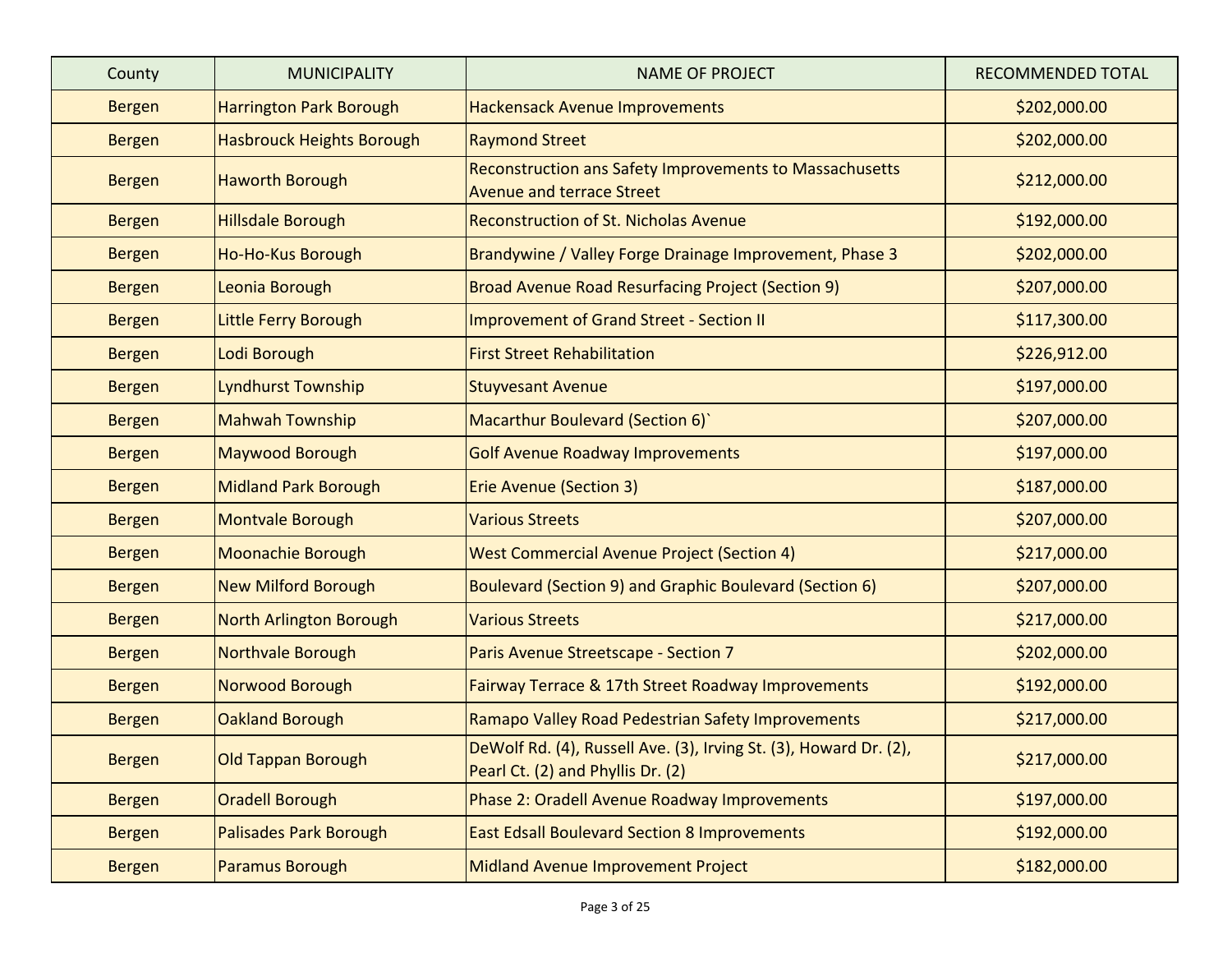| County | MUNICIPALITY | NAME OF PROJECT | RECOMMENDED TOTAL |
|---|---|---|---|
| Bergen | Harrington Park Borough | Hackensack Avenue Improvements | $202,000.00 |
| Bergen | Hasbrouck Heights Borough | Raymond Street | $202,000.00 |
| Bergen | Haworth Borough | Reconstruction ans Safety Improvements to Massachusetts Avenue and terrace Street | $212,000.00 |
| Bergen | Hillsdale Borough | Reconstruction of St. Nicholas Avenue | $192,000.00 |
| Bergen | Ho-Ho-Kus Borough | Brandywine / Valley Forge Drainage Improvement, Phase 3 | $202,000.00 |
| Bergen | Leonia Borough | Broad Avenue Road Resurfacing Project (Section 9) | $207,000.00 |
| Bergen | Little Ferry Borough | Improvement of Grand Street - Section II | $117,300.00 |
| Bergen | Lodi Borough | First Street Rehabilitation | $226,912.00 |
| Bergen | Lyndhurst Township | Stuyvesant Avenue | $197,000.00 |
| Bergen | Mahwah Township | Macarthur Boulevard (Section 6)` | $207,000.00 |
| Bergen | Maywood Borough | Golf Avenue Roadway Improvements | $197,000.00 |
| Bergen | Midland Park Borough | Erie Avenue (Section 3) | $187,000.00 |
| Bergen | Montvale Borough | Various Streets | $207,000.00 |
| Bergen | Moonachie Borough | West Commercial Avenue Project (Section 4) | $217,000.00 |
| Bergen | New Milford Borough | Boulevard (Section 9) and Graphic Boulevard (Section 6) | $207,000.00 |
| Bergen | North Arlington Borough | Various Streets | $217,000.00 |
| Bergen | Northvale Borough | Paris Avenue Streetscape - Section 7 | $202,000.00 |
| Bergen | Norwood Borough | Fairway Terrace & 17th Street Roadway Improvements | $192,000.00 |
| Bergen | Oakland Borough | Ramapo Valley Road Pedestrian Safety Improvements | $217,000.00 |
| Bergen | Old Tappan Borough | DeWolf Rd. (4), Russell Ave. (3), Irving St. (3), Howard Dr. (2), Pearl Ct. (2) and Phyllis Dr. (2) | $217,000.00 |
| Bergen | Oradell Borough | Phase 2: Oradell Avenue Roadway Improvements | $197,000.00 |
| Bergen | Palisades Park Borough | East Edsall Boulevard Section 8 Improvements | $192,000.00 |
| Bergen | Paramus Borough | Midland Avenue Improvement Project | $182,000.00 |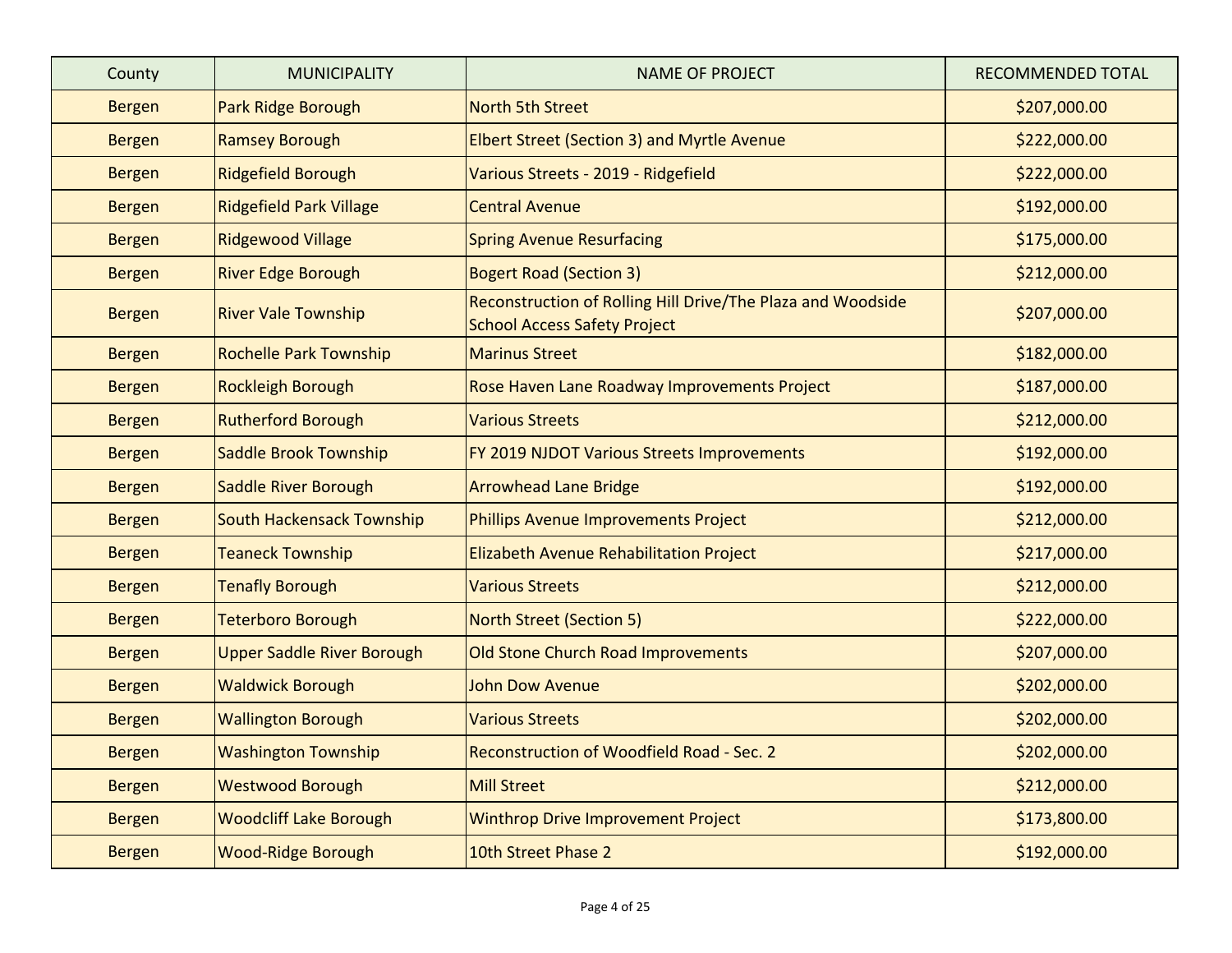| County | MUNICIPALITY | NAME OF PROJECT | RECOMMENDED TOTAL |
|---|---|---|---|
| Bergen | Park Ridge Borough | North 5th Street | $207,000.00 |
| Bergen | Ramsey Borough | Elbert Street (Section 3) and Myrtle Avenue | $222,000.00 |
| Bergen | Ridgefield Borough | Various Streets - 2019 - Ridgefield | $222,000.00 |
| Bergen | Ridgefield Park Village | Central Avenue | $192,000.00 |
| Bergen | Ridgewood Village | Spring Avenue Resurfacing | $175,000.00 |
| Bergen | River Edge Borough | Bogert Road (Section 3) | $212,000.00 |
| Bergen | River Vale Township | Reconstruction of Rolling Hill Drive/The Plaza and Woodside School Access Safety Project | $207,000.00 |
| Bergen | Rochelle Park Township | Marinus Street | $182,000.00 |
| Bergen | Rockleigh Borough | Rose Haven Lane Roadway Improvements Project | $187,000.00 |
| Bergen | Rutherford Borough | Various Streets | $212,000.00 |
| Bergen | Saddle Brook Township | FY 2019 NJDOT Various Streets Improvements | $192,000.00 |
| Bergen | Saddle River Borough | Arrowhead Lane Bridge | $192,000.00 |
| Bergen | South Hackensack Township | Phillips Avenue Improvements Project | $212,000.00 |
| Bergen | Teaneck Township | Elizabeth Avenue Rehabilitation Project | $217,000.00 |
| Bergen | Tenafly Borough | Various Streets | $212,000.00 |
| Bergen | Teterboro Borough | North Street (Section 5) | $222,000.00 |
| Bergen | Upper Saddle River Borough | Old Stone Church Road Improvements | $207,000.00 |
| Bergen | Waldwick Borough | John Dow Avenue | $202,000.00 |
| Bergen | Wallington Borough | Various Streets | $202,000.00 |
| Bergen | Washington Township | Reconstruction of Woodfield Road - Sec. 2 | $202,000.00 |
| Bergen | Westwood Borough | Mill Street | $212,000.00 |
| Bergen | Woodcliff Lake Borough | Winthrop Drive Improvement Project | $173,800.00 |
| Bergen | Wood-Ridge Borough | 10th Street Phase 2 | $192,000.00 |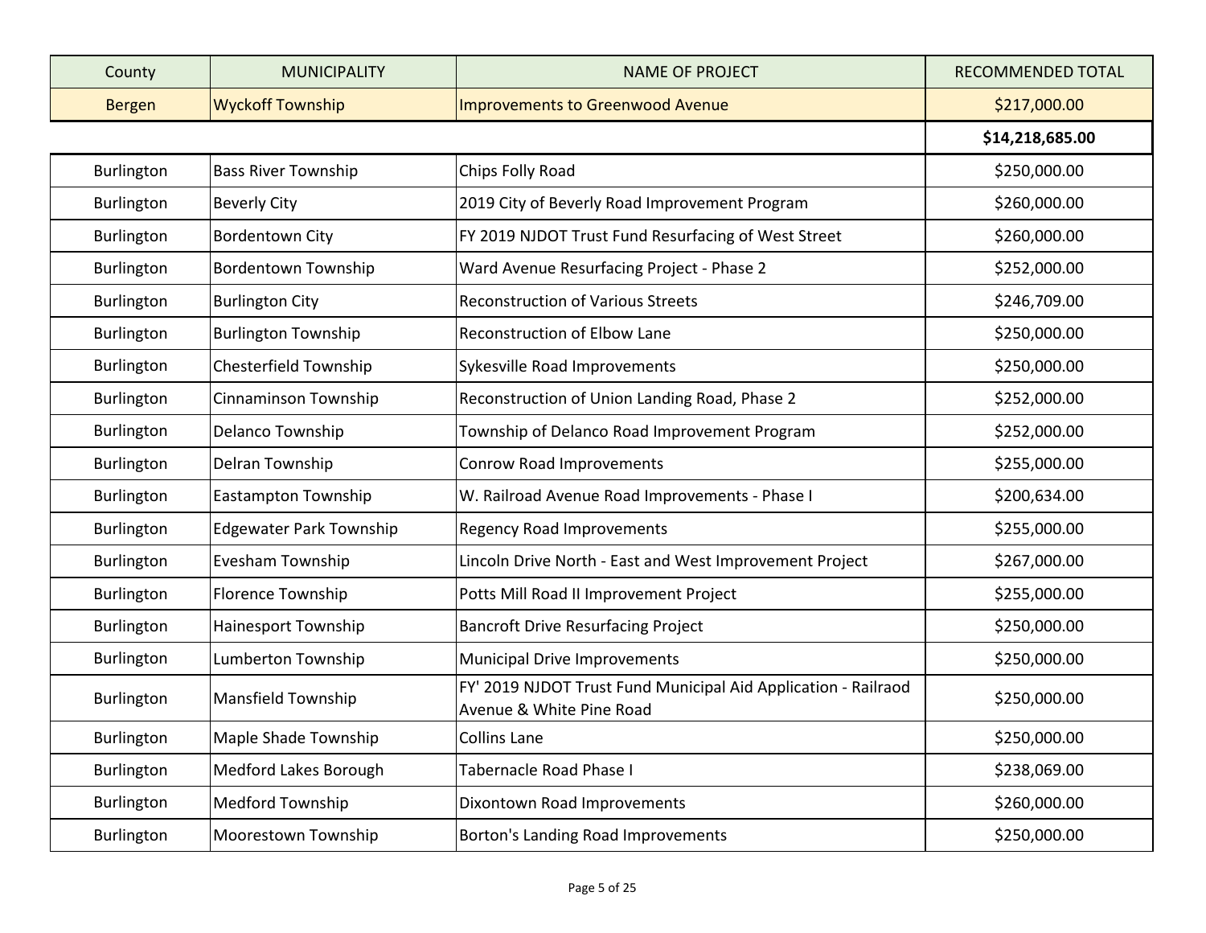| County | MUNICIPALITY | NAME OF PROJECT | RECOMMENDED TOTAL |
|---|---|---|---|
| Bergen | Wyckoff Township | Improvements to Greenwood Avenue | $217,000.00 |
| | | | **$14,218,685.00** |
| Burlington | Bass River Township | Chips Folly Road | $250,000.00 |
| Burlington | Beverly City | 2019 City of Beverly Road Improvement Program | $260,000.00 |
| Burlington | Bordentown City | FY 2019 NJDOT Trust Fund Resurfacing of West Street | $260,000.00 |
| Burlington | Bordentown Township | Ward Avenue Resurfacing Project - Phase 2 | $252,000.00 |
| Burlington | Burlington City | Reconstruction of Various Streets | $246,709.00 |
| Burlington | Burlington Township | Reconstruction of Elbow Lane | $250,000.00 |
| Burlington | Chesterfield Township | Sykesville Road Improvements | $250,000.00 |
| Burlington | Cinnaminson Township | Reconstruction of Union Landing Road, Phase 2 | $252,000.00 |
| Burlington | Delanco Township | Township of Delanco Road Improvement Program | $252,000.00 |
| Burlington | Delran Township | Conrow Road Improvements | $255,000.00 |
| Burlington | Eastampton Township | W. Railroad Avenue Road Improvements - Phase I | $200,634.00 |
| Burlington | Edgewater Park Township | Regency Road Improvements | $255,000.00 |
| Burlington | Evesham Township | Lincoln Drive North - East and West Improvement Project | $267,000.00 |
| Burlington | Florence Township | Potts Mill Road II Improvement Project | $255,000.00 |
| Burlington | Hainesport Township | Bancroft Drive Resurfacing Project | $250,000.00 |
| Burlington | Lumberton Township | Municipal Drive Improvements | $250,000.00 |
| Burlington | Mansfield Township | FY' 2019 NJDOT Trust Fund Municipal Aid Application - Railraod Avenue & White Pine Road | $250,000.00 |
| Burlington | Maple Shade Township | Collins Lane | $250,000.00 |
| Burlington | Medford Lakes Borough | Tabernacle Road Phase I | $238,069.00 |
| Burlington | Medford Township | Dixontown Road Improvements | $260,000.00 |
| Burlington | Moorestown Township | Borton's Landing Road Improvements | $250,000.00 |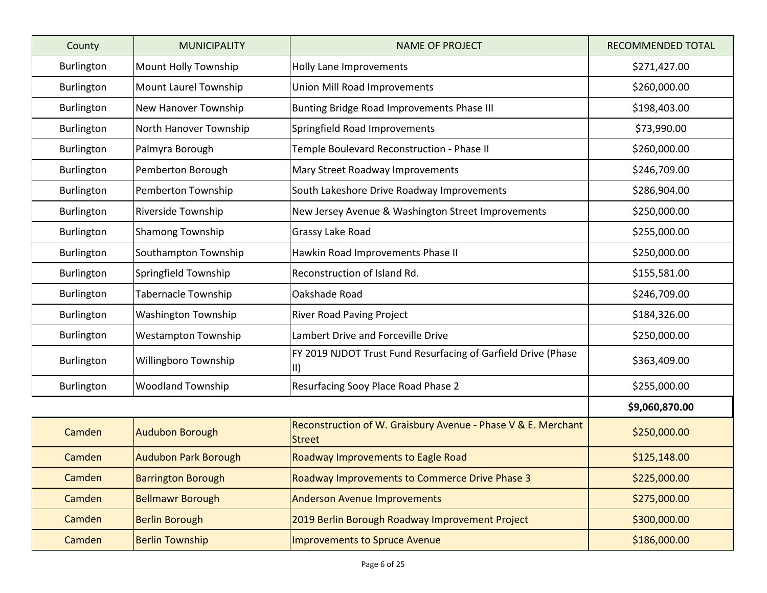| County | MUNICIPALITY | NAME OF PROJECT | RECOMMENDED TOTAL |
|---|---|---|---|
| Burlington | Mount Holly Township | Holly Lane Improvements | $271,427.00 |
| Burlington | Mount Laurel Township | Union Mill Road Improvements | $260,000.00 |
| Burlington | New Hanover Township | Bunting Bridge Road Improvements Phase III | $198,403.00 |
| Burlington | North Hanover Township | Springfield Road Improvements | $73,990.00 |
| Burlington | Palmyra Borough | Temple Boulevard Reconstruction - Phase II | $260,000.00 |
| Burlington | Pemberton Borough | Mary Street Roadway Improvements | $246,709.00 |
| Burlington | Pemberton Township | South Lakeshore Drive Roadway Improvements | $286,904.00 |
| Burlington | Riverside Township | New Jersey Avenue & Washington Street Improvements | $250,000.00 |
| Burlington | Shamong Township | Grassy Lake Road | $255,000.00 |
| Burlington | Southampton Township | Hawkin Road Improvements Phase II | $250,000.00 |
| Burlington | Springfield Township | Reconstruction of Island Rd. | $155,581.00 |
| Burlington | Tabernacle Township | Oakshade Road | $246,709.00 |
| Burlington | Washington Township | River Road Paving Project | $184,326.00 |
| Burlington | Westampton Township | Lambert Drive and Forceville Drive | $250,000.00 |
| Burlington | Willingboro Township | FY 2019 NJDOT Trust Fund Resurfacing of Garfield Drive (Phase II) | $363,409.00 |
| Burlington | Woodland Township | Resurfacing Sooy Place Road Phase 2 | $255,000.00 |
| | | | **$9,060,870.00** |
| Camden | Audubon Borough | Reconstruction of W. Graisbury Avenue - Phase V & E. Merchant Street | $250,000.00 |
| Camden | Audubon Park Borough | Roadway Improvements to Eagle Road | $125,148.00 |
| Camden | Barrington Borough | Roadway Improvements to Commerce Drive Phase 3 | $225,000.00 |
| Camden | Bellmawr Borough | Anderson Avenue Improvements | $275,000.00 |
| Camden | Berlin Borough | 2019 Berlin Borough Roadway Improvement Project | $300,000.00 |
| Camden | Berlin Township | Improvements to Spruce Avenue | $186,000.00 |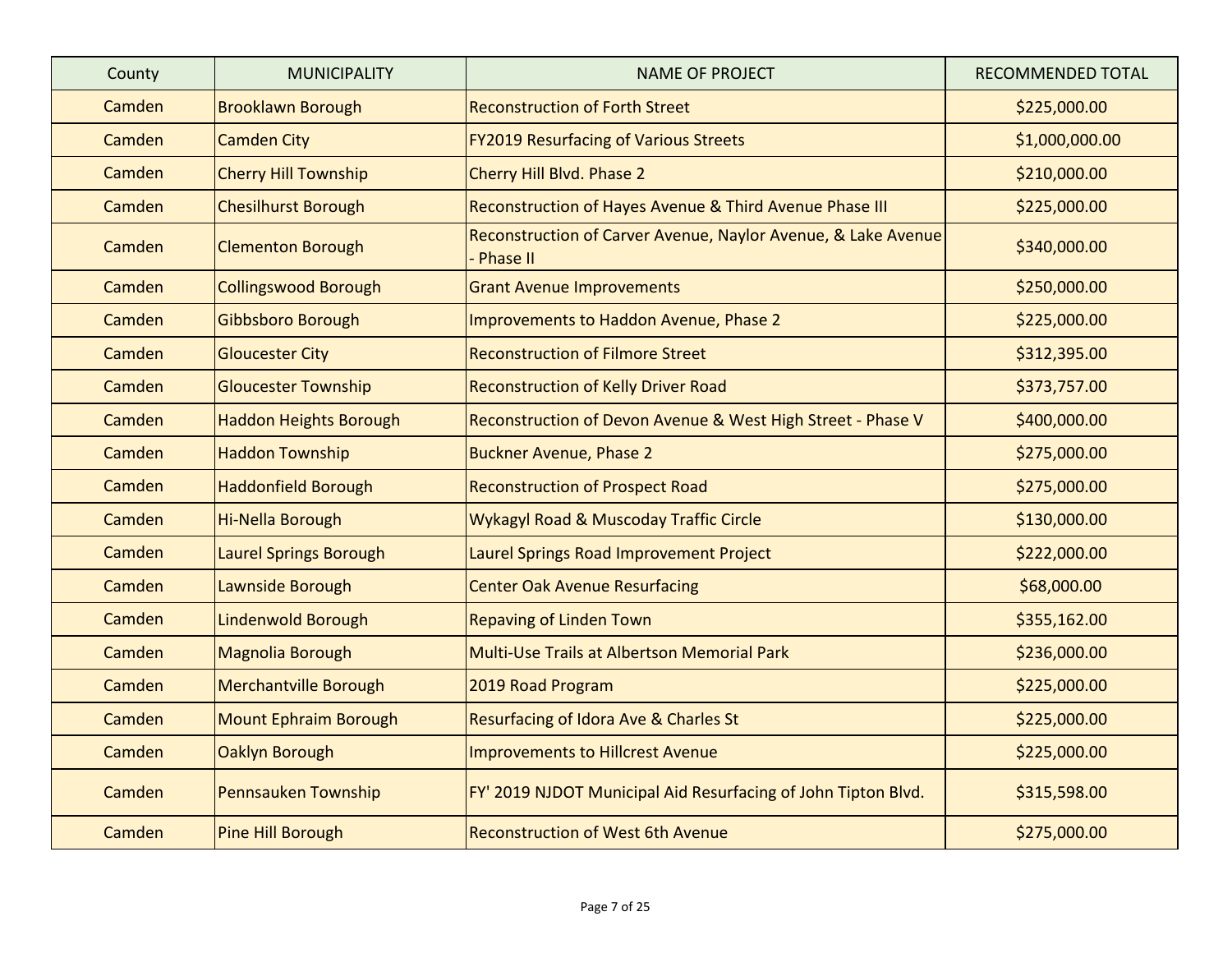| County | MUNICIPALITY | NAME OF PROJECT | RECOMMENDED TOTAL |
|---|---|---|---|
| Camden | Brooklawn Borough | Reconstruction of Forth Street | $225,000.00 |
| Camden | Camden City | FY2019 Resurfacing of Various Streets | $1,000,000.00 |
| Camden | Cherry Hill Township | Cherry Hill Blvd. Phase 2 | $210,000.00 |
| Camden | Chesilhurst Borough | Reconstruction of Hayes Avenue & Third Avenue Phase III | $225,000.00 |
| Camden | Clementon Borough | Reconstruction of Carver Avenue, Naylor Avenue, & Lake Avenue - Phase II | $340,000.00 |
| Camden | Collingswood Borough | Grant Avenue Improvements | $250,000.00 |
| Camden | Gibbsboro Borough | Improvements to Haddon Avenue, Phase 2 | $225,000.00 |
| Camden | Gloucester City | Reconstruction of Filmore Street | $312,395.00 |
| Camden | Gloucester Township | Reconstruction of Kelly Driver Road | $373,757.00 |
| Camden | Haddon Heights Borough | Reconstruction of Devon Avenue & West High Street - Phase V | $400,000.00 |
| Camden | Haddon Township | Buckner Avenue, Phase 2 | $275,000.00 |
| Camden | Haddonfield Borough | Reconstruction of Prospect Road | $275,000.00 |
| Camden | Hi-Nella Borough | Wykagyl Road & Muscoday Traffic Circle | $130,000.00 |
| Camden | Laurel Springs Borough | Laurel Springs Road Improvement Project | $222,000.00 |
| Camden | Lawnside Borough | Center Oak Avenue Resurfacing | $68,000.00 |
| Camden | Lindenwold Borough | Repaving of Linden Town | $355,162.00 |
| Camden | Magnolia Borough | Multi-Use Trails at Albertson Memorial Park | $236,000.00 |
| Camden | Merchantville Borough | 2019 Road Program | $225,000.00 |
| Camden | Mount Ephraim Borough | Resurfacing of Idora Ave & Charles St | $225,000.00 |
| Camden | Oaklyn Borough | Improvements to Hillcrest Avenue | $225,000.00 |
| Camden | Pennsauken Township | FY' 2019 NJDOT Municipal Aid Resurfacing of John Tipton Blvd. | $315,598.00 |
| Camden | Pine Hill Borough | Reconstruction of West 6th Avenue | $275,000.00 |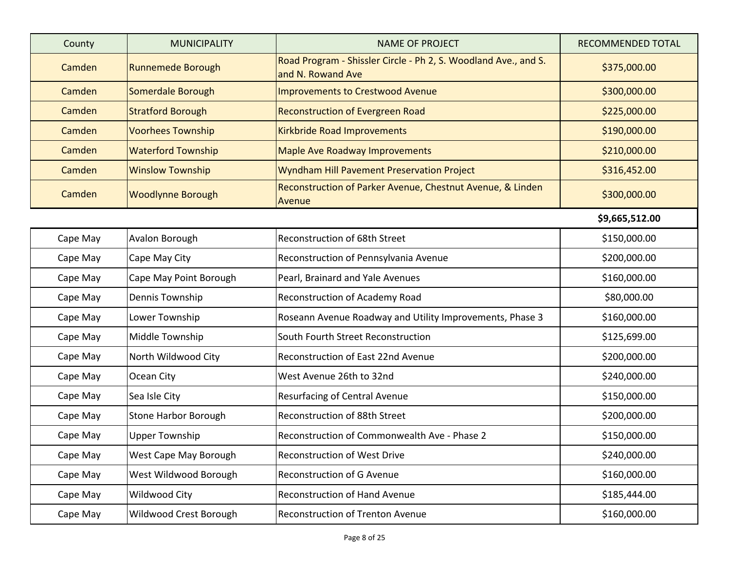| County | MUNICIPALITY | NAME OF PROJECT | RECOMMENDED TOTAL |
|---|---|---|---|
| Camden | Runnemede Borough | Road Program - Shissler Circle - Ph 2, S. Woodland Ave., and S. and N. Rowand Ave | $375,000.00 |
| Camden | Somerdale Borough | Improvements to Crestwood Avenue | $300,000.00 |
| Camden | Stratford Borough | Reconstruction of Evergreen Road | $225,000.00 |
| Camden | Voorhees Township | Kirkbride Road Improvements | $190,000.00 |
| Camden | Waterford Township | Maple Ave Roadway Improvements | $210,000.00 |
| Camden | Winslow Township | Wyndham Hill Pavement Preservation Project | $316,452.00 |
| Camden | Woodlynne Borough | Reconstruction of Parker Avenue, Chestnut Avenue, & Linden Avenue | $300,000.00 |
| | | | **$9,665,512.00** |
| Cape May | Avalon Borough | Reconstruction of 68th Street | $150,000.00 |
| Cape May | Cape May City | Reconstruction of Pennsylvania Avenue | $200,000.00 |
| Cape May | Cape May Point Borough | Pearl, Brainard and Yale Avenues | $160,000.00 |
| Cape May | Dennis Township | Reconstruction of Academy Road | $80,000.00 |
| Cape May | Lower Township | Roseann Avenue Roadway and Utility Improvements, Phase 3 | $160,000.00 |
| Cape May | Middle Township | South Fourth Street Reconstruction | $125,699.00 |
| Cape May | North Wildwood City | Reconstruction of East 22nd Avenue | $200,000.00 |
| Cape May | Ocean City | West Avenue 26th to 32nd | $240,000.00 |
| Cape May | Sea Isle City | Resurfacing of Central Avenue | $150,000.00 |
| Cape May | Stone Harbor Borough | Reconstruction of 88th Street | $200,000.00 |
| Cape May | Upper Township | Reconstruction of Commonwealth Ave - Phase 2 | $150,000.00 |
| Cape May | West Cape May Borough | Reconstruction of West Drive | $240,000.00 |
| Cape May | West Wildwood Borough | Reconstruction of G Avenue | $160,000.00 |
| Cape May | Wildwood City | Reconstruction of Hand Avenue | $185,444.00 |
| Cape May | Wildwood Crest Borough | Reconstruction of Trenton Avenue | $160,000.00 |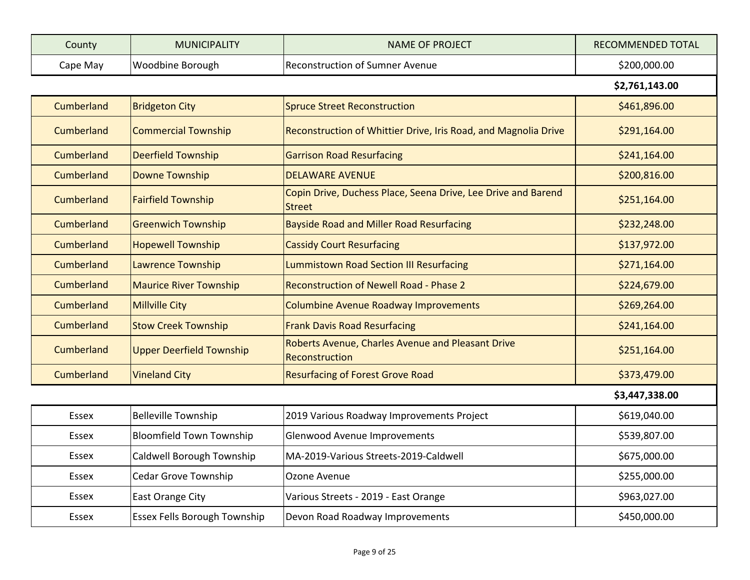| County | MUNICIPALITY | NAME OF PROJECT | RECOMMENDED TOTAL |
|---|---|---|---|
| Cape May | Woodbine Borough | Reconstruction of Sumner Avenue | $200,000.00 |
| | | | **$2,761,143.00** |
| Cumberland | Bridgeton City | Spruce Street Reconstruction | $461,896.00 |
| Cumberland | Commercial Township | Reconstruction of Whittier Drive, Iris Road, and Magnolia Drive | $291,164.00 |
| Cumberland | Deerfield Township | Garrison Road Resurfacing | $241,164.00 |
| Cumberland | Downe Township | DELAWARE AVENUE | $200,816.00 |
| Cumberland | Fairfield Township | Copin Drive, Duchess Place, Seena Drive, Lee Drive and Barend Street | $251,164.00 |
| Cumberland | Greenwich Township | Bayside Road and Miller Road Resurfacing | $232,248.00 |
| Cumberland | Hopewell Township | Cassidy Court Resurfacing | $137,972.00 |
| Cumberland | Lawrence Township | Lummistown Road Section III Resurfacing | $271,164.00 |
| Cumberland | Maurice River Township | Reconstruction of Newell Road - Phase 2 | $224,679.00 |
| Cumberland | Millville City | Columbine Avenue Roadway Improvements | $269,264.00 |
| Cumberland | Stow Creek Township | Frank Davis Road Resurfacing | $241,164.00 |
| Cumberland | Upper Deerfield Township | Roberts Avenue, Charles Avenue and Pleasant Drive Reconstruction | $251,164.00 |
| Cumberland | Vineland City | Resurfacing of Forest Grove Road | $373,479.00 |
| | | | **$3,447,338.00** |
| Essex | Belleville Township | 2019 Various Roadway Improvements Project | $619,040.00 |
| Essex | Bloomfield Town Township | Glenwood Avenue Improvements | $539,807.00 |
| Essex | Caldwell Borough Township | MA-2019-Various Streets-2019-Caldwell | $675,000.00 |
| Essex | Cedar Grove Township | Ozone Avenue | $255,000.00 |
| Essex | East Orange City | Various Streets - 2019 - East Orange | $963,027.00 |
| Essex | Essex Fells Borough Township | Devon Road Roadway Improvements | $450,000.00 |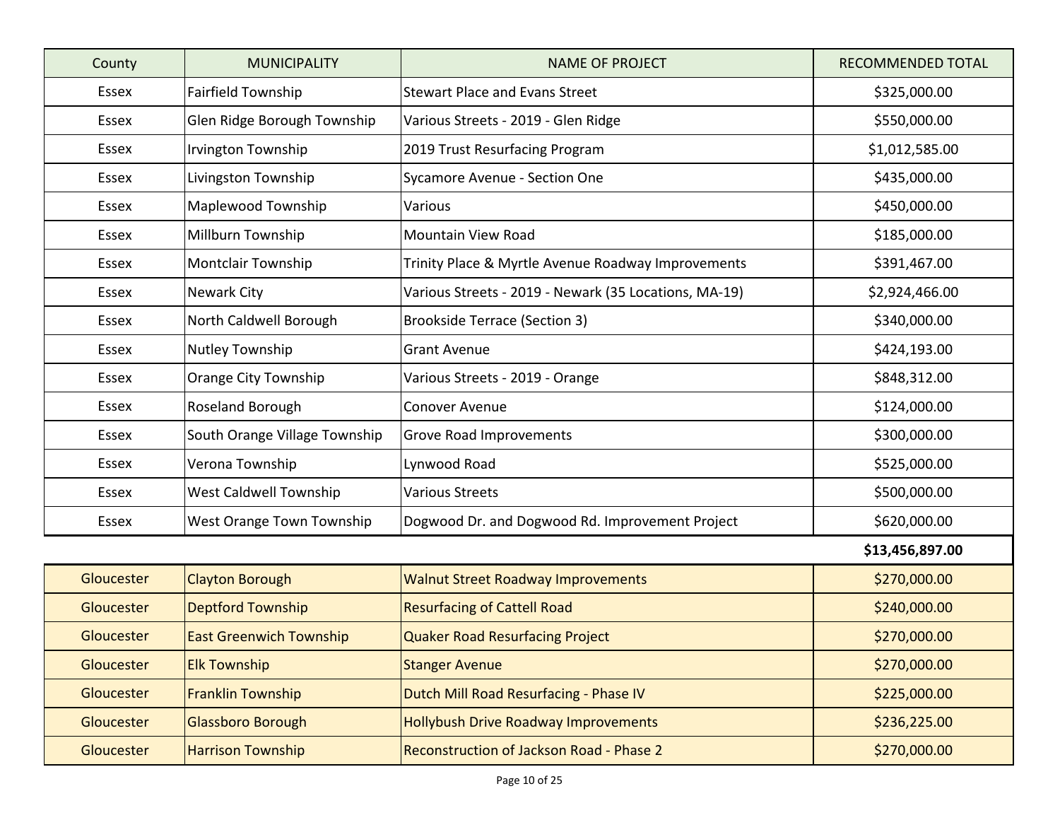| County | MUNICIPALITY | NAME OF PROJECT | RECOMMENDED TOTAL |
|---|---|---|---|
| Essex | Fairfield Township | Stewart Place and Evans Street | $325,000.00 |
| Essex | Glen Ridge Borough Township | Various Streets - 2019 - Glen Ridge | $550,000.00 |
| Essex | Irvington Township | 2019 Trust Resurfacing Program | $1,012,585.00 |
| Essex | Livingston Township | Sycamore Avenue - Section One | $435,000.00 |
| Essex | Maplewood Township | Various | $450,000.00 |
| Essex | Millburn Township | Mountain View Road | $185,000.00 |
| Essex | Montclair Township | Trinity Place & Myrtle Avenue Roadway Improvements | $391,467.00 |
| Essex | Newark City | Various Streets - 2019 - Newark (35 Locations, MA-19) | $2,924,466.00 |
| Essex | North Caldwell Borough | Brookside Terrace (Section 3) | $340,000.00 |
| Essex | Nutley Township | Grant Avenue | $424,193.00 |
| Essex | Orange City Township | Various Streets - 2019 - Orange | $848,312.00 |
| Essex | Roseland Borough | Conover Avenue | $124,000.00 |
| Essex | South Orange Village Township | Grove Road Improvements | $300,000.00 |
| Essex | Verona Township | Lynwood Road | $525,000.00 |
| Essex | West Caldwell Township | Various Streets | $500,000.00 |
| Essex | West Orange Town Township | Dogwood Dr. and Dogwood Rd. Improvement Project | $620,000.00 |
| | | | **$13,456,897.00** |
| Gloucester | Clayton Borough | Walnut Street Roadway Improvements | $270,000.00 |
| Gloucester | Deptford Township | Resurfacing of Cattell Road | $240,000.00 |
| Gloucester | East Greenwich Township | Quaker Road Resurfacing Project | $270,000.00 |
| Gloucester | Elk Township | Stanger Avenue | $270,000.00 |
| Gloucester | Franklin Township | Dutch Mill Road Resurfacing - Phase IV | $225,000.00 |
| Gloucester | Glassboro Borough | Hollybush Drive Roadway Improvements | $236,225.00 |
| Gloucester | Harrison Township | Reconstruction of Jackson Road - Phase 2 | $270,000.00 |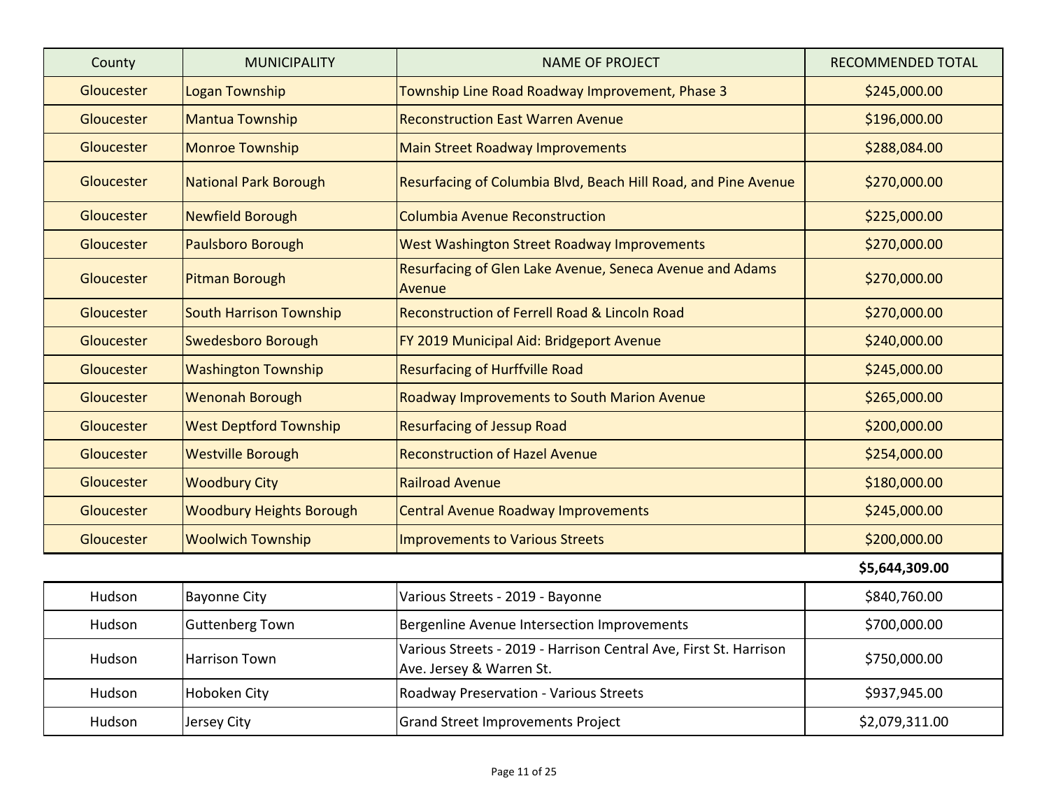| County | MUNICIPALITY | NAME OF PROJECT | RECOMMENDED TOTAL |
| --- | --- | --- | --- |
| Gloucester | Logan Township | Township Line Road Roadway Improvement, Phase 3 | $245,000.00 |
| Gloucester | Mantua Township | Reconstruction East Warren Avenue | $196,000.00 |
| Gloucester | Monroe Township | Main Street Roadway Improvements | $288,084.00 |
| Gloucester | National Park Borough | Resurfacing of Columbia Blvd, Beach Hill Road, and Pine Avenue | $270,000.00 |
| Gloucester | Newfield Borough | Columbia Avenue Reconstruction | $225,000.00 |
| Gloucester | Paulsboro Borough | West Washington Street Roadway Improvements | $270,000.00 |
| Gloucester | Pitman Borough | Resurfacing of Glen Lake Avenue, Seneca Avenue and Adams Avenue | $270,000.00 |
| Gloucester | South Harrison Township | Reconstruction of Ferrell Road & Lincoln Road | $270,000.00 |
| Gloucester | Swedesboro Borough | FY 2019 Municipal Aid: Bridgeport Avenue | $240,000.00 |
| Gloucester | Washington Township | Resurfacing of Hurffville Road | $245,000.00 |
| Gloucester | Wenonah Borough | Roadway Improvements to South Marion Avenue | $265,000.00 |
| Gloucester | West Deptford Township | Resurfacing of Jessup Road | $200,000.00 |
| Gloucester | Westville Borough | Reconstruction of Hazel Avenue | $254,000.00 |
| Gloucester | Woodbury City | Railroad Avenue | $180,000.00 |
| Gloucester | Woodbury Heights Borough | Central Avenue Roadway Improvements | $245,000.00 |
| Gloucester | Woolwich Township | Improvements to Various Streets | $200,000.00 |
| | | | **$5,644,309.00** |
| Hudson | Bayonne City | Various Streets - 2019 - Bayonne | $840,760.00 |
| Hudson | Guttenberg Town | Bergenline Avenue Intersection Improvements | $700,000.00 |
| Hudson | Harrison Town | Various Streets - 2019 - Harrison Central Ave, First St. Harrison Ave. Jersey & Warren St. | $750,000.00 |
| Hudson | Hoboken City | Roadway Preservation - Various Streets | $937,945.00 |
| Hudson | Jersey City | Grand Street Improvements Project | $2,079,311.00 |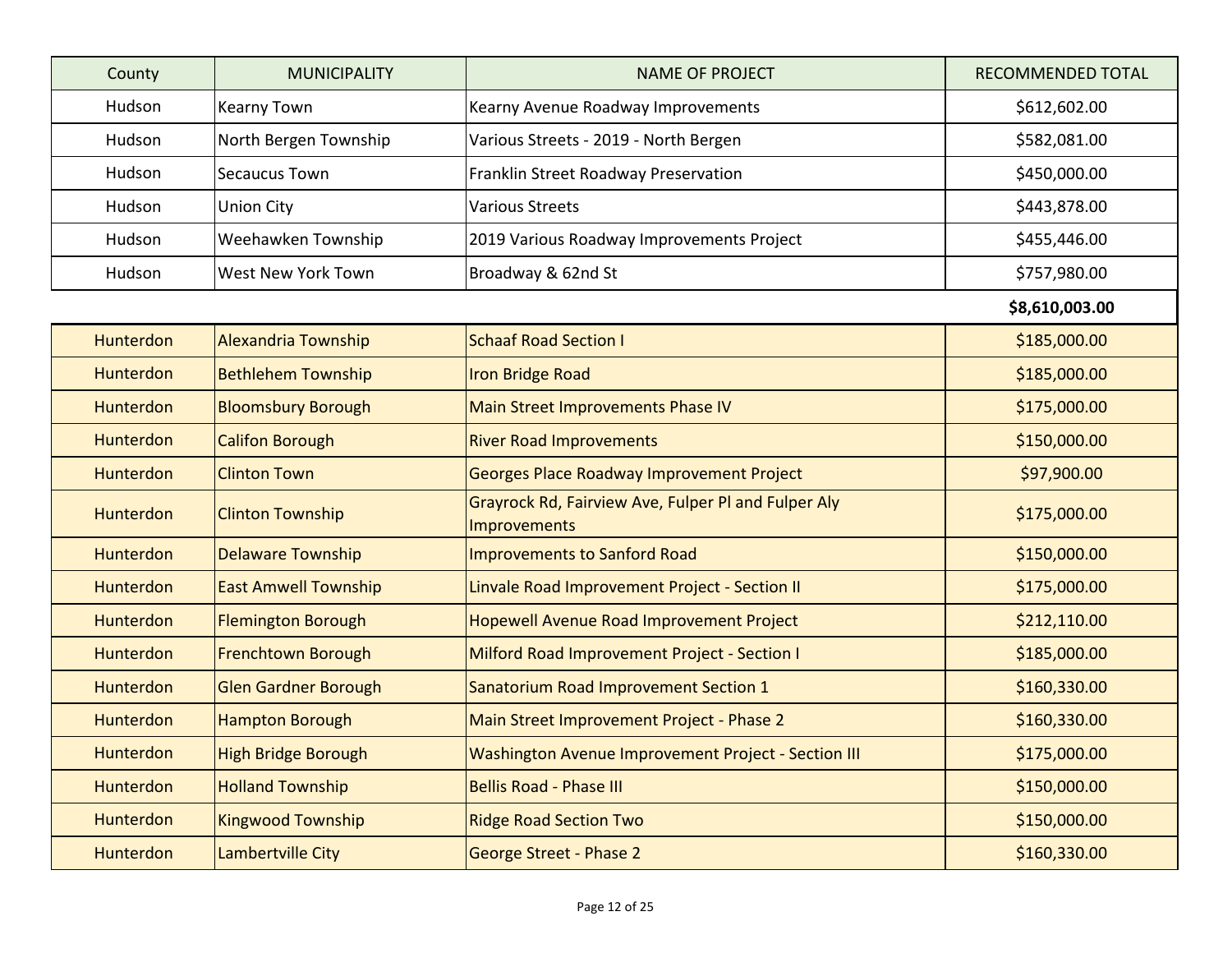| County | MUNICIPALITY | NAME OF PROJECT | RECOMMENDED TOTAL |
|---|---|---|---|
| Hudson | Kearny Town | Kearny Avenue Roadway Improvements | $612,602.00 |
| Hudson | North Bergen Township | Various Streets - 2019 - North Bergen | $582,081.00 |
| Hudson | Secaucus Town | Franklin Street Roadway Preservation | $450,000.00 |
| Hudson | Union City | Various Streets | $443,878.00 |
| Hudson | Weehawken Township | 2019 Various Roadway Improvements Project | $455,446.00 |
| Hudson | West New York Town | Broadway & 62nd St | $757,980.00 |
| | | | **$8,610,003.00** |
| Hunterdon | Alexandria Township | Schaaf Road Section I | $185,000.00 |
| Hunterdon | Bethlehem Township | Iron Bridge Road | $185,000.00 |
| Hunterdon | Bloomsbury Borough | Main Street Improvements Phase IV | $175,000.00 |
| Hunterdon | Califon Borough | River Road Improvements | $150,000.00 |
| Hunterdon | Clinton Town | Georges Place Roadway Improvement Project | $97,900.00 |
| Hunterdon | Clinton Township | Grayrock Rd, Fairview Ave, Fulper Pl and Fulper Aly Improvements | $175,000.00 |
| Hunterdon | Delaware Township | Improvements to Sanford Road | $150,000.00 |
| Hunterdon | East Amwell Township | Linvale Road Improvement Project - Section II | $175,000.00 |
| Hunterdon | Flemington Borough | Hopewell Avenue Road Improvement Project | $212,110.00 |
| Hunterdon | Frenchtown Borough | Milford Road Improvement Project - Section I | $185,000.00 |
| Hunterdon | Glen Gardner Borough | Sanatorium Road Improvement Section 1 | $160,330.00 |
| Hunterdon | Hampton Borough | Main Street Improvement Project - Phase 2 | $160,330.00 |
| Hunterdon | High Bridge Borough | Washington Avenue Improvement Project - Section III | $175,000.00 |
| Hunterdon | Holland Township | Bellis Road - Phase III | $150,000.00 |
| Hunterdon | Kingwood Township | Ridge Road Section Two | $150,000.00 |
| Hunterdon | Lambertville City | George Street - Phase 2 | $160,330.00 |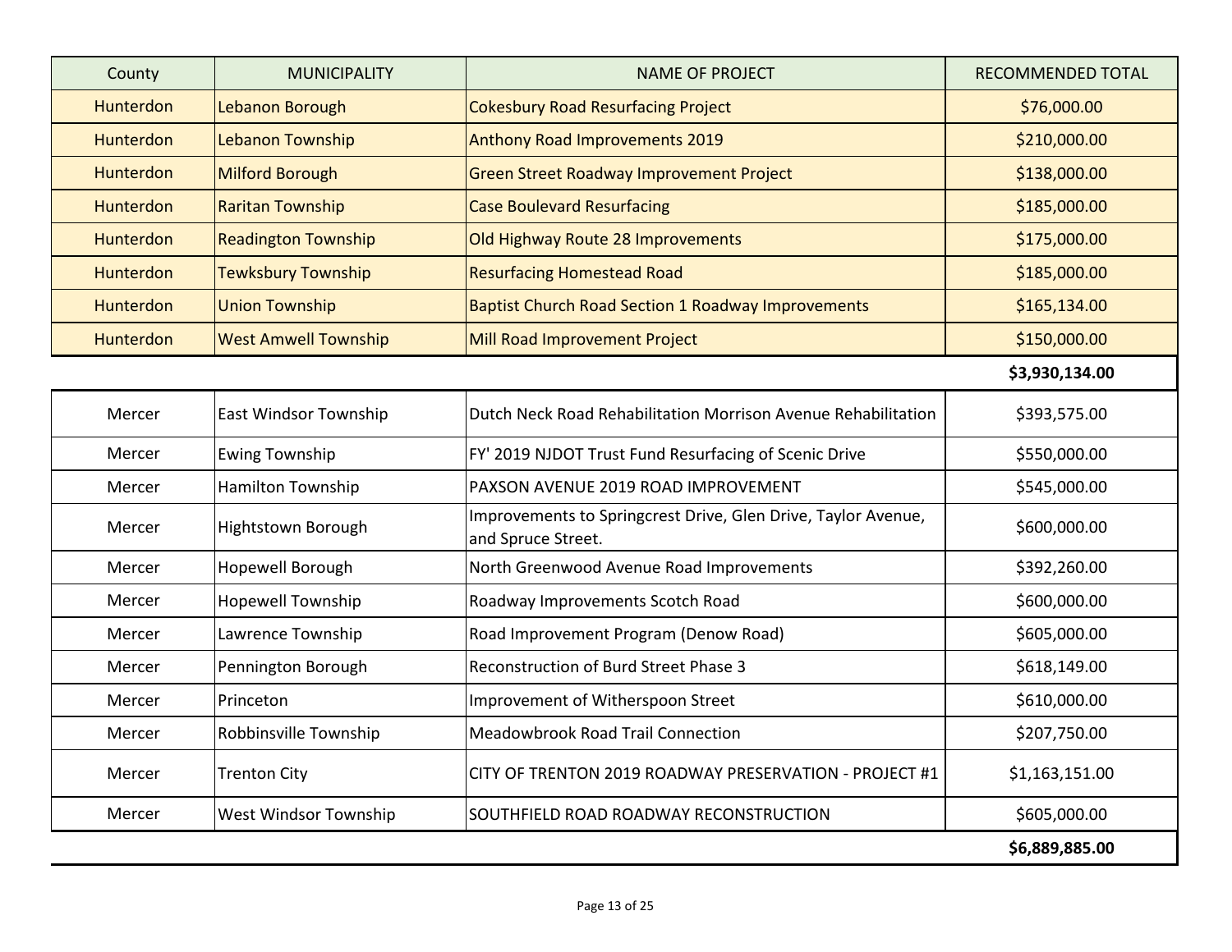| County | MUNICIPALITY | NAME OF PROJECT | RECOMMENDED TOTAL |
|---|---|---|---|
| Hunterdon | Lebanon Borough | Cokesbury Road Resurfacing Project | $76,000.00 |
| Hunterdon | Lebanon Township | Anthony Road Improvements 2019 | $210,000.00 |
| Hunterdon | Milford Borough | Green Street Roadway Improvement Project | $138,000.00 |
| Hunterdon | Raritan Township | Case Boulevard Resurfacing | $185,000.00 |
| Hunterdon | Readington Township | Old Highway Route 28 Improvements | $175,000.00 |
| Hunterdon | Tewksbury Township | Resurfacing Homestead Road | $185,000.00 |
| Hunterdon | Union Township | Baptist Church Road Section 1 Roadway Improvements | $165,134.00 |
| Hunterdon | West Amwell Township | Mill Road Improvement Project | $150,000.00 |
| | | | **$3,930,134.00** |
| Mercer | East Windsor Township | Dutch Neck Road Rehabilitation Morrison Avenue Rehabilitation | $393,575.00 |
| Mercer | Ewing Township | FY' 2019 NJDOT Trust Fund Resurfacing of Scenic Drive | $550,000.00 |
| Mercer | Hamilton Township | PAXSON AVENUE 2019 ROAD IMPROVEMENT | $545,000.00 |
| Mercer | Hightstown Borough | Improvements to Springcrest Drive, Glen Drive, Taylor Avenue, and Spruce Street. | $600,000.00 |
| Mercer | Hopewell Borough | North Greenwood Avenue Road Improvements | $392,260.00 |
| Mercer | Hopewell Township | Roadway Improvements Scotch Road | $600,000.00 |
| Mercer | Lawrence Township | Road Improvement Program (Denow Road) | $605,000.00 |
| Mercer | Pennington Borough | Reconstruction of Burd Street Phase 3 | $618,149.00 |
| Mercer | Princeton | Improvement of Witherspoon Street | $610,000.00 |
| Mercer | Robbinsville Township | Meadowbrook Road Trail Connection | $207,750.00 |
| Mercer | Trenton City | CITY OF TRENTON 2019 ROADWAY PRESERVATION - PROJECT #1 | $1,163,151.00 |
| Mercer | West Windsor Township | SOUTHFIELD ROAD ROADWAY RECONSTRUCTION | $605,000.00 |
| | | | **$6,889,885.00** |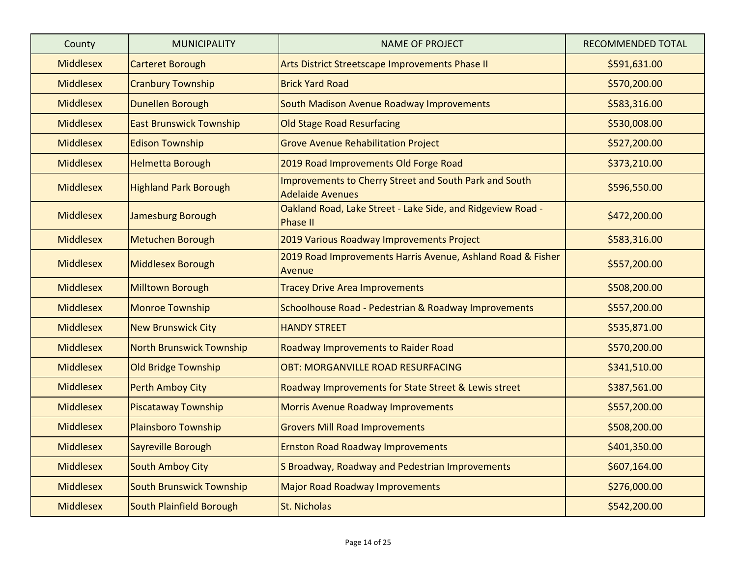| County | MUNICIPALITY | NAME OF PROJECT | RECOMMENDED TOTAL |
| --- | --- | --- | --- |
| Middlesex | Carteret Borough | Arts District Streetscape Improvements Phase II | $591,631.00 |
| Middlesex | Cranbury Township | Brick Yard Road | $570,200.00 |
| Middlesex | Dunellen Borough | South Madison Avenue Roadway Improvements | $583,316.00 |
| Middlesex | East Brunswick Township | Old Stage Road Resurfacing | $530,008.00 |
| Middlesex | Edison Township | Grove Avenue Rehabilitation Project | $527,200.00 |
| Middlesex | Helmetta Borough | 2019 Road Improvements Old Forge Road | $373,210.00 |
| Middlesex | Highland Park Borough | Improvements to Cherry Street and South Park and South Adelaide Avenues | $596,550.00 |
| Middlesex | Jamesburg Borough | Oakland Road, Lake Street - Lake Side, and Ridgeview Road - Phase II | $472,200.00 |
| Middlesex | Metuchen Borough | 2019 Various Roadway Improvements Project | $583,316.00 |
| Middlesex | Middlesex Borough | 2019 Road Improvements Harris Avenue, Ashland Road & Fisher Avenue | $557,200.00 |
| Middlesex | Milltown Borough | Tracey Drive Area Improvements | $508,200.00 |
| Middlesex | Monroe Township | Schoolhouse Road - Pedestrian & Roadway Improvements | $557,200.00 |
| Middlesex | New Brunswick City | HANDY STREET | $535,871.00 |
| Middlesex | North Brunswick Township | Roadway Improvements to Raider Road | $570,200.00 |
| Middlesex | Old Bridge Township | OBT: MORGANVILLE ROAD RESURFACING | $341,510.00 |
| Middlesex | Perth Amboy City | Roadway Improvements for State Street & Lewis street | $387,561.00 |
| Middlesex | Piscataway Township | Morris Avenue Roadway Improvements | $557,200.00 |
| Middlesex | Plainsboro Township | Grovers Mill Road Improvements | $508,200.00 |
| Middlesex | Sayreville Borough | Ernston Road Roadway Improvements | $401,350.00 |
| Middlesex | South Amboy City | S Broadway, Roadway and Pedestrian Improvements | $607,164.00 |
| Middlesex | South Brunswick Township | Major Road Roadway Improvements | $276,000.00 |
| Middlesex | South Plainfield Borough | St. Nicholas | $542,200.00 |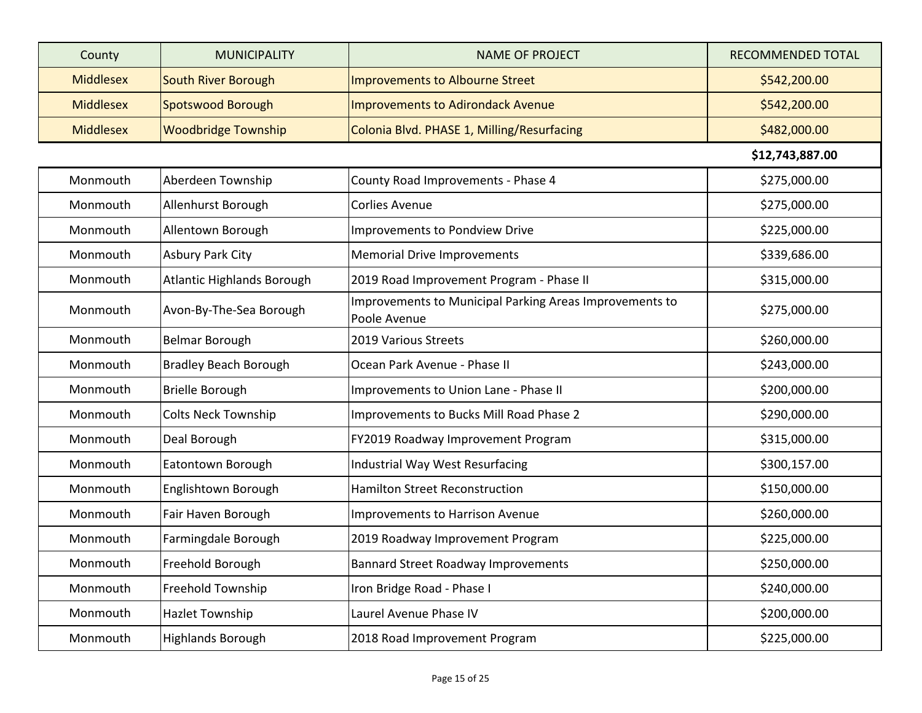| County | MUNICIPALITY | NAME OF PROJECT | RECOMMENDED TOTAL |
|---|---|---|---|
| Middlesex | South River Borough | Improvements to Albourne Street | $542,200.00 |
| Middlesex | Spotswood Borough | Improvements to Adirondack Avenue | $542,200.00 |
| Middlesex | Woodbridge Township | Colonia Blvd. PHASE 1, Milling/Resurfacing | $482,000.00 |
| | | | **$12,743,887.00** |
| Monmouth | Aberdeen Township | County Road Improvements - Phase 4 | $275,000.00 |
| Monmouth | Allenhurst Borough | Corlies Avenue | $275,000.00 |
| Monmouth | Allentown Borough | Improvements to Pondview Drive | $225,000.00 |
| Monmouth | Asbury Park City | Memorial Drive Improvements | $339,686.00 |
| Monmouth | Atlantic Highlands Borough | 2019 Road Improvement Program - Phase II | $315,000.00 |
| Monmouth | Avon-By-The-Sea Borough | Improvements to Municipal Parking Areas Improvements to Poole Avenue | $275,000.00 |
| Monmouth | Belmar Borough | 2019 Various Streets | $260,000.00 |
| Monmouth | Bradley Beach Borough | Ocean Park Avenue - Phase II | $243,000.00 |
| Monmouth | Brielle Borough | Improvements to Union Lane - Phase II | $200,000.00 |
| Monmouth | Colts Neck Township | Improvements to Bucks Mill Road Phase 2 | $290,000.00 |
| Monmouth | Deal Borough | FY2019 Roadway Improvement Program | $315,000.00 |
| Monmouth | Eatontown Borough | Industrial Way West Resurfacing | $300,157.00 |
| Monmouth | Englishtown Borough | Hamilton Street Reconstruction | $150,000.00 |
| Monmouth | Fair Haven Borough | Improvements to Harrison Avenue | $260,000.00 |
| Monmouth | Farmingdale Borough | 2019 Roadway Improvement Program | $225,000.00 |
| Monmouth | Freehold Borough | Bannard Street Roadway Improvements | $250,000.00 |
| Monmouth | Freehold Township | Iron Bridge Road - Phase I | $240,000.00 |
| Monmouth | Hazlet Township | Laurel Avenue Phase IV | $200,000.00 |
| Monmouth | Highlands Borough | 2018 Road Improvement Program | $225,000.00 |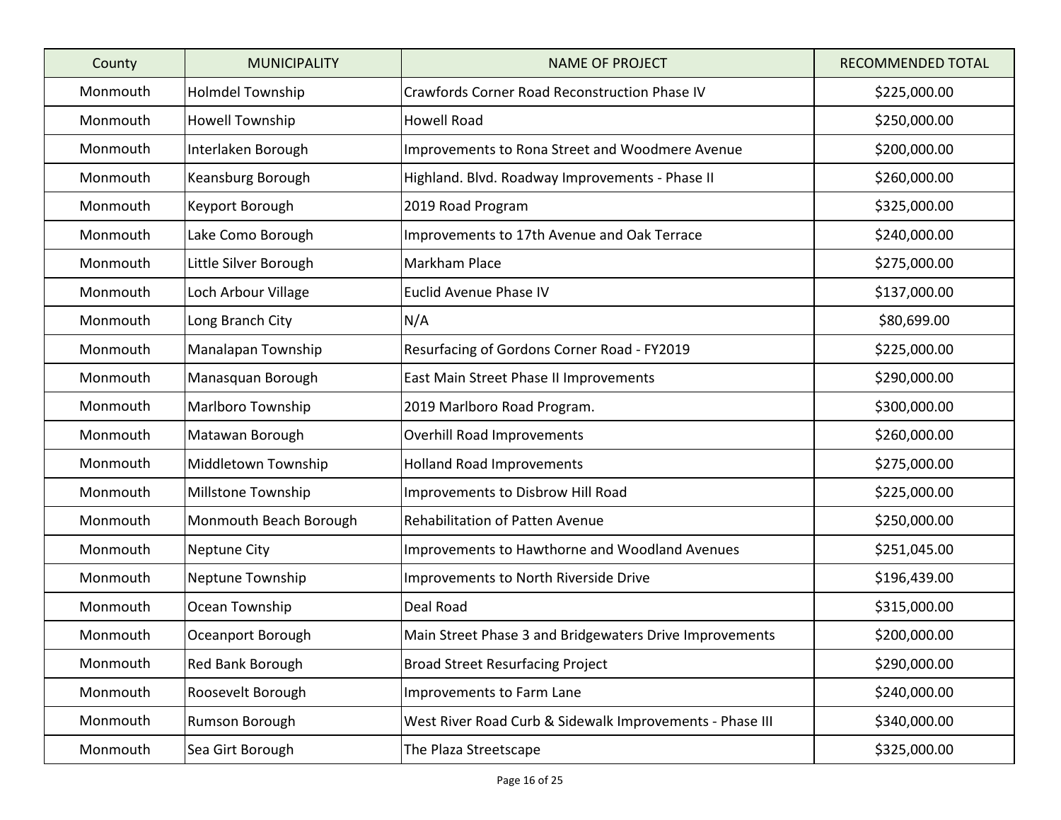| County | MUNICIPALITY | NAME OF PROJECT | RECOMMENDED TOTAL |
| --- | --- | --- | --- |
| Monmouth | Holmdel Township | Crawfords Corner Road Reconstruction Phase IV | $225,000.00 |
| Monmouth | Howell Township | Howell Road | $250,000.00 |
| Monmouth | Interlaken Borough | Improvements to Rona Street and Woodmere Avenue | $200,000.00 |
| Monmouth | Keansburg Borough | Highland. Blvd. Roadway Improvements - Phase II | $260,000.00 |
| Monmouth | Keyport Borough | 2019 Road Program | $325,000.00 |
| Monmouth | Lake Como Borough | Improvements to 17th Avenue and Oak Terrace | $240,000.00 |
| Monmouth | Little Silver Borough | Markham Place | $275,000.00 |
| Monmouth | Loch Arbour Village | Euclid Avenue Phase IV | $137,000.00 |
| Monmouth | Long Branch City | N/A | $80,699.00 |
| Monmouth | Manalapan Township | Resurfacing of Gordons Corner Road - FY2019 | $225,000.00 |
| Monmouth | Manasquan Borough | East Main Street Phase II Improvements | $290,000.00 |
| Monmouth | Marlboro Township | 2019 Marlboro Road Program. | $300,000.00 |
| Monmouth | Matawan Borough | Overhill Road Improvements | $260,000.00 |
| Monmouth | Middletown Township | Holland Road Improvements | $275,000.00 |
| Monmouth | Millstone Township | Improvements to Disbrow Hill Road | $225,000.00 |
| Monmouth | Monmouth Beach Borough | Rehabilitation of Patten Avenue | $250,000.00 |
| Monmouth | Neptune City | Improvements to Hawthorne and Woodland Avenues | $251,045.00 |
| Monmouth | Neptune Township | Improvements to North Riverside Drive | $196,439.00 |
| Monmouth | Ocean Township | Deal Road | $315,000.00 |
| Monmouth | Oceanport Borough | Main Street Phase 3 and Bridgewaters Drive Improvements | $200,000.00 |
| Monmouth | Red Bank Borough | Broad Street Resurfacing Project | $290,000.00 |
| Monmouth | Roosevelt Borough | Improvements to Farm Lane | $240,000.00 |
| Monmouth | Rumson Borough | West River Road Curb & Sidewalk Improvements - Phase III | $340,000.00 |
| Monmouth | Sea Girt Borough | The Plaza Streetscape | $325,000.00 |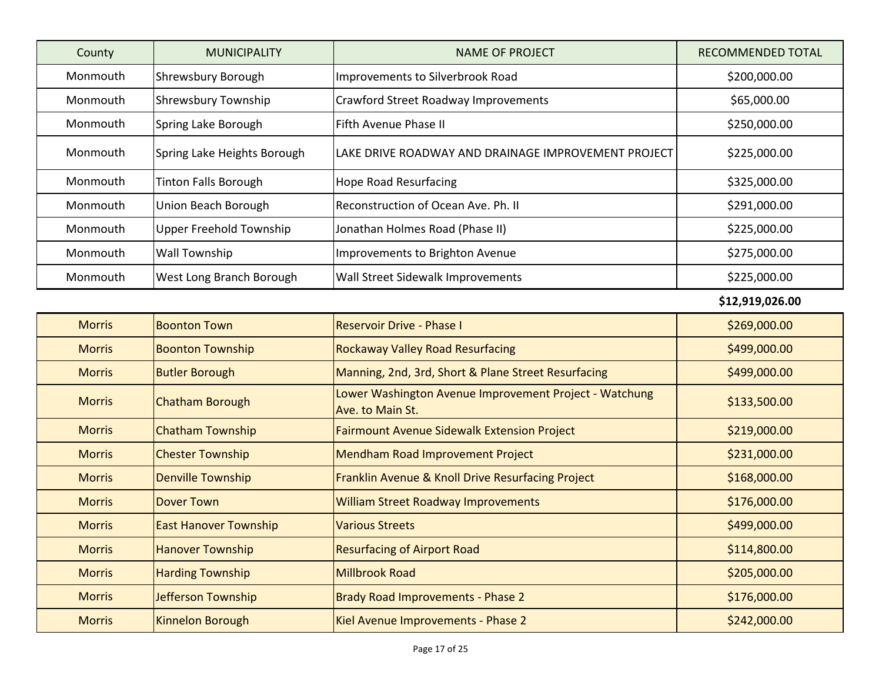| County | MUNICIPALITY | NAME OF PROJECT | RECOMMENDED TOTAL |
|---|---|---|---|
| Monmouth | Shrewsbury Borough | Improvements to Silverbrook Road | $200,000.00 |
| Monmouth | Shrewsbury Township | Crawford Street Roadway Improvements | $65,000.00 |
| Monmouth | Spring Lake Borough | Fifth Avenue Phase II | $250,000.00 |
| Monmouth | Spring Lake Heights Borough | LAKE DRIVE ROADWAY AND DRAINAGE IMPROVEMENT PROJECT | $225,000.00 |
| Monmouth | Tinton Falls Borough | Hope Road Resurfacing | $325,000.00 |
| Monmouth | Union Beach Borough | Reconstruction of Ocean Ave. Ph. II | $291,000.00 |
| Monmouth | Upper Freehold Township | Jonathan Holmes Road (Phase II) | $225,000.00 |
| Monmouth | Wall Township | Improvements to Brighton Avenue | $275,000.00 |
| Monmouth | West Long Branch Borough | Wall Street Sidewalk Improvements | $225,000.00 |
| | | | **$12,919,026.00** |
| Morris | Boonton Town | Reservoir Drive - Phase I | $269,000.00 |
| Morris | Boonton Township | Rockaway Valley Road Resurfacing | $499,000.00 |
| Morris | Butler Borough | Manning, 2nd, 3rd, Short & Plane Street Resurfacing | $499,000.00 |
| Morris | Chatham Borough | Lower Washington Avenue Improvement Project - Watchung Ave. to Main St. | $133,500.00 |
| Morris | Chatham Township | Fairmount Avenue Sidewalk Extension Project | $219,000.00 |
| Morris | Chester Township | Mendham Road Improvement Project | $231,000.00 |
| Morris | Denville Township | Franklin Avenue & Knoll Drive Resurfacing Project | $168,000.00 |
| Morris | Dover Town | William Street Roadway Improvements | $176,000.00 |
| Morris | East Hanover Township | Various Streets | $499,000.00 |
| Morris | Hanover Township | Resurfacing of Airport Road | $114,800.00 |
| Morris | Harding Township | Millbrook Road | $205,000.00 |
| Morris | Jefferson Township | Brady Road Improvements - Phase 2 | $176,000.00 |
| Morris | Kinnelon Borough | Kiel Avenue Improvements - Phase 2 | $242,000.00 |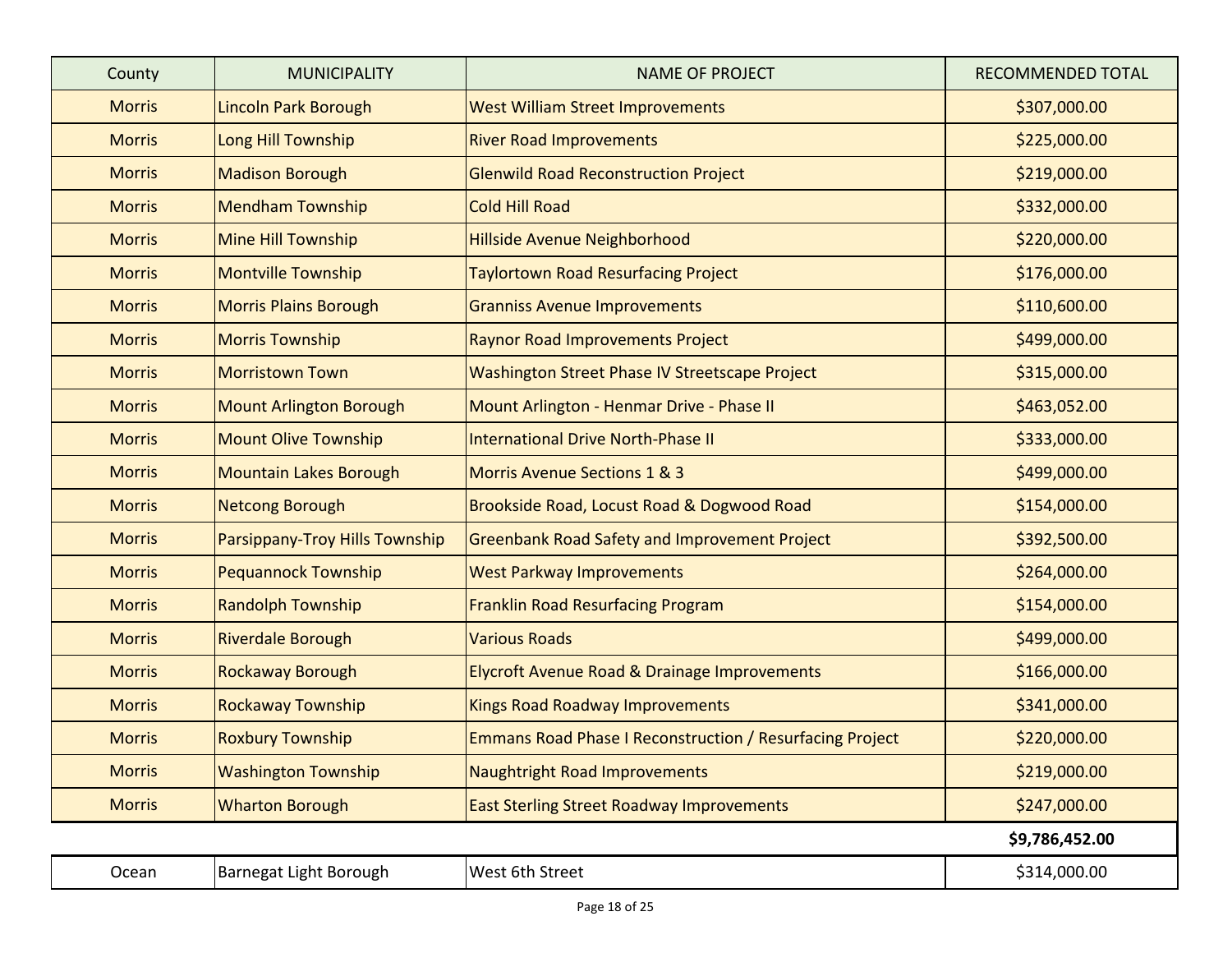| County | MUNICIPALITY | NAME OF PROJECT | RECOMMENDED TOTAL |
|---|---|---|---|
| Morris | Lincoln Park Borough | West William Street Improvements | $307,000.00 |
| Morris | Long Hill Township | River Road Improvements | $225,000.00 |
| Morris | Madison Borough | Glenwild Road Reconstruction Project | $219,000.00 |
| Morris | Mendham Township | Cold Hill Road | $332,000.00 |
| Morris | Mine Hill Township | Hillside Avenue Neighborhood | $220,000.00 |
| Morris | Montville Township | Taylortown Road Resurfacing Project | $176,000.00 |
| Morris | Morris Plains Borough | Granniss Avenue Improvements | $110,600.00 |
| Morris | Morris Township | Raynor Road Improvements Project | $499,000.00 |
| Morris | Morristown Town | Washington Street Phase IV Streetscape Project | $315,000.00 |
| Morris | Mount Arlington Borough | Mount Arlington - Henmar Drive - Phase II | $463,052.00 |
| Morris | Mount Olive Township | International Drive North-Phase II | $333,000.00 |
| Morris | Mountain Lakes Borough | Morris Avenue Sections 1 & 3 | $499,000.00 |
| Morris | Netcong Borough | Brookside Road, Locust Road & Dogwood Road | $154,000.00 |
| Morris | Parsippany-Troy Hills Township | Greenbank Road Safety and Improvement Project | $392,500.00 |
| Morris | Pequannock Township | West Parkway Improvements | $264,000.00 |
| Morris | Randolph Township | Franklin Road Resurfacing Program | $154,000.00 |
| Morris | Riverdale Borough | Various Roads | $499,000.00 |
| Morris | Rockaway Borough | Elycroft Avenue Road & Drainage Improvements | $166,000.00 |
| Morris | Rockaway Township | Kings Road Roadway Improvements | $341,000.00 |
| Morris | Roxbury Township | Emmans Road Phase I Reconstruction / Resurfacing Project | $220,000.00 |
| Morris | Washington Township | Naughtright Road Improvements | $219,000.00 |
| Morris | Wharton Borough | East Sterling Street Roadway Improvements | $247,000.00 |
| | | | **$9,786,452.00** |
| Ocean | Barnegat Light Borough | West 6th Street | $314,000.00 |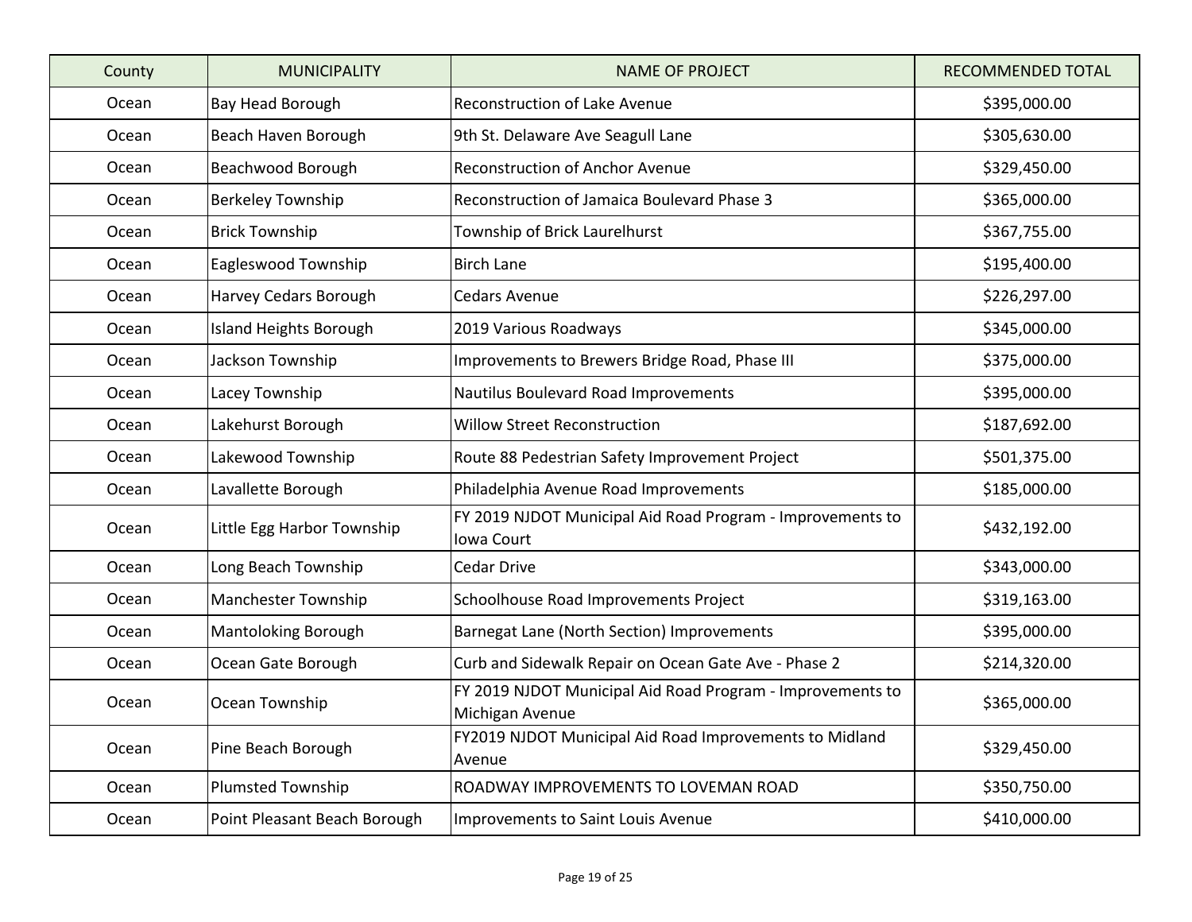| County | MUNICIPALITY | NAME OF PROJECT | RECOMMENDED TOTAL |
| --- | --- | --- | --- |
| Ocean | Bay Head Borough | Reconstruction of Lake Avenue | $395,000.00 |
| Ocean | Beach Haven Borough | 9th St. Delaware Ave Seagull Lane | $305,630.00 |
| Ocean | Beachwood Borough | Reconstruction of Anchor Avenue | $329,450.00 |
| Ocean | Berkeley Township | Reconstruction of Jamaica Boulevard Phase 3 | $365,000.00 |
| Ocean | Brick Township | Township of Brick Laurelhurst | $367,755.00 |
| Ocean | Eagleswood Township | Birch Lane | $195,400.00 |
| Ocean | Harvey Cedars Borough | Cedars Avenue | $226,297.00 |
| Ocean | Island Heights Borough | 2019 Various Roadways | $345,000.00 |
| Ocean | Jackson Township | Improvements to Brewers Bridge Road, Phase III | $375,000.00 |
| Ocean | Lacey Township | Nautilus Boulevard Road Improvements | $395,000.00 |
| Ocean | Lakehurst Borough | Willow Street Reconstruction | $187,692.00 |
| Ocean | Lakewood Township | Route 88 Pedestrian Safety Improvement Project | $501,375.00 |
| Ocean | Lavallette Borough | Philadelphia Avenue Road Improvements | $185,000.00 |
| Ocean | Little Egg Harbor Township | FY 2019 NJDOT Municipal Aid Road Program - Improvements to Iowa Court | $432,192.00 |
| Ocean | Long Beach Township | Cedar Drive | $343,000.00 |
| Ocean | Manchester Township | Schoolhouse Road Improvements Project | $319,163.00 |
| Ocean | Mantoloking Borough | Barnegat Lane (North Section) Improvements | $395,000.00 |
| Ocean | Ocean Gate Borough | Curb and Sidewalk Repair on Ocean Gate Ave - Phase 2 | $214,320.00 |
| Ocean | Ocean Township | FY 2019 NJDOT Municipal Aid Road Program - Improvements to Michigan Avenue | $365,000.00 |
| Ocean | Pine Beach Borough | FY2019 NJDOT Municipal Aid Road Improvements to Midland Avenue | $329,450.00 |
| Ocean | Plumsted Township | ROADWAY IMPROVEMENTS TO LOVEMAN ROAD | $350,750.00 |
| Ocean | Point Pleasant Beach Borough | Improvements to Saint Louis Avenue | $410,000.00 |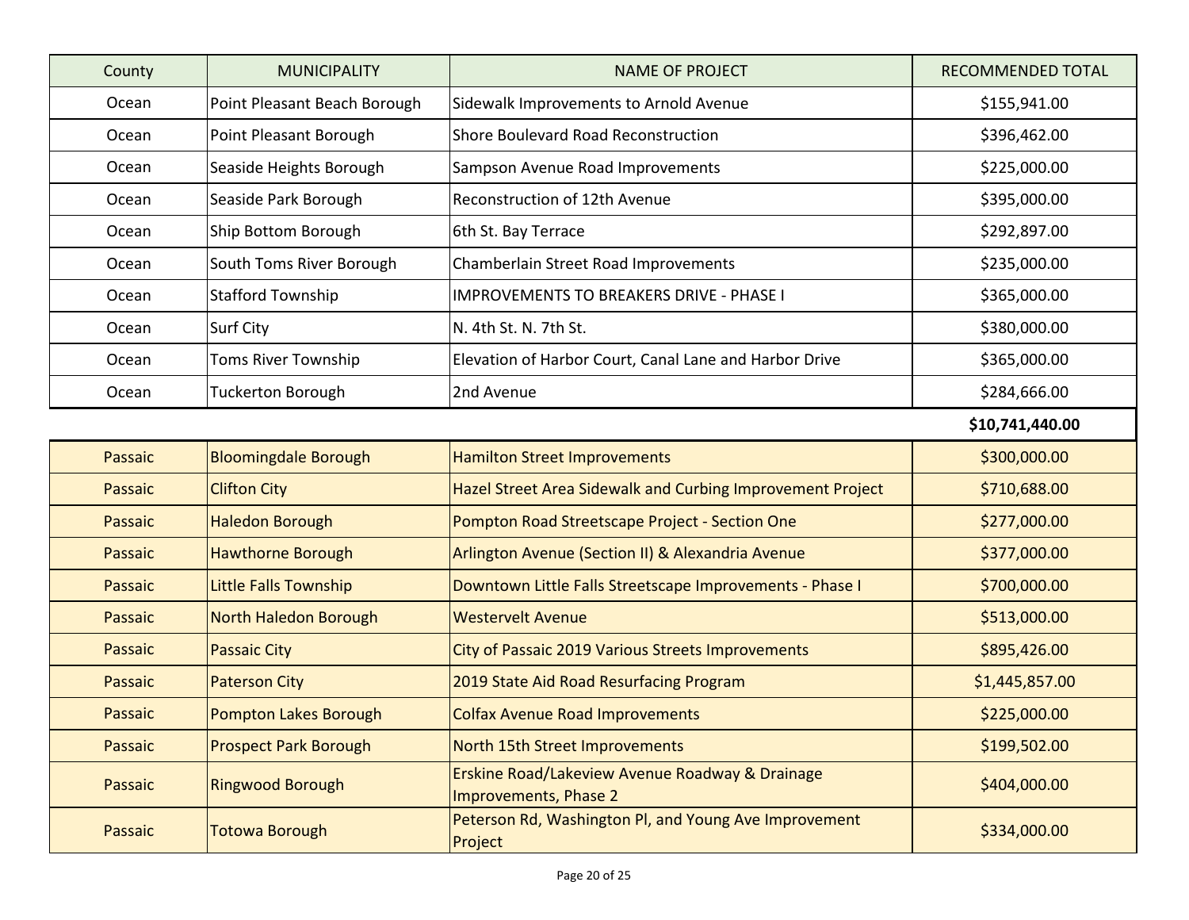| County | MUNICIPALITY | NAME OF PROJECT | RECOMMENDED TOTAL |
|---|---|---|---|
| Ocean | Point Pleasant Beach Borough | Sidewalk Improvements to Arnold Avenue | $155,941.00 |
| Ocean | Point Pleasant Borough | Shore Boulevard Road Reconstruction | $396,462.00 |
| Ocean | Seaside Heights Borough | Sampson Avenue Road Improvements | $225,000.00 |
| Ocean | Seaside Park Borough | Reconstruction of 12th Avenue | $395,000.00 |
| Ocean | Ship Bottom Borough | 6th St. Bay Terrace | $292,897.00 |
| Ocean | South Toms River Borough | Chamberlain Street Road Improvements | $235,000.00 |
| Ocean | Stafford Township | IMPROVEMENTS TO BREAKERS DRIVE - PHASE I | $365,000.00 |
| Ocean | Surf City | N. 4th St. N. 7th St. | $380,000.00 |
| Ocean | Toms River Township | Elevation of Harbor Court, Canal Lane and Harbor Drive | $365,000.00 |
| Ocean | Tuckerton Borough | 2nd Avenue | $284,666.00 |
| | | | **$10,741,440.00** |
| Passaic | Bloomingdale Borough | Hamilton Street Improvements | $300,000.00 |
| Passaic | Clifton City | Hazel Street Area Sidewalk and Curbing Improvement Project | $710,688.00 |
| Passaic | Haledon Borough | Pompton Road Streetscape Project - Section One | $277,000.00 |
| Passaic | Hawthorne Borough | Arlington Avenue (Section II) & Alexandria Avenue | $377,000.00 |
| Passaic | Little Falls Township | Downtown Little Falls Streetscape Improvements - Phase I | $700,000.00 |
| Passaic | North Haledon Borough | Westervelt Avenue | $513,000.00 |
| Passaic | Passaic City | City of Passaic 2019 Various Streets Improvements | $895,426.00 |
| Passaic | Paterson City | 2019 State Aid Road Resurfacing Program | $1,445,857.00 |
| Passaic | Pompton Lakes Borough | Colfax Avenue Road Improvements | $225,000.00 |
| Passaic | Prospect Park Borough | North 15th Street Improvements | $199,502.00 |
| Passaic | Ringwood Borough | Erskine Road/Lakeview Avenue Roadway & Drainage Improvements, Phase 2 | $404,000.00 |
| Passaic | Totowa Borough | Peterson Rd, Washington Pl, and Young Ave Improvement Project | $334,000.00 |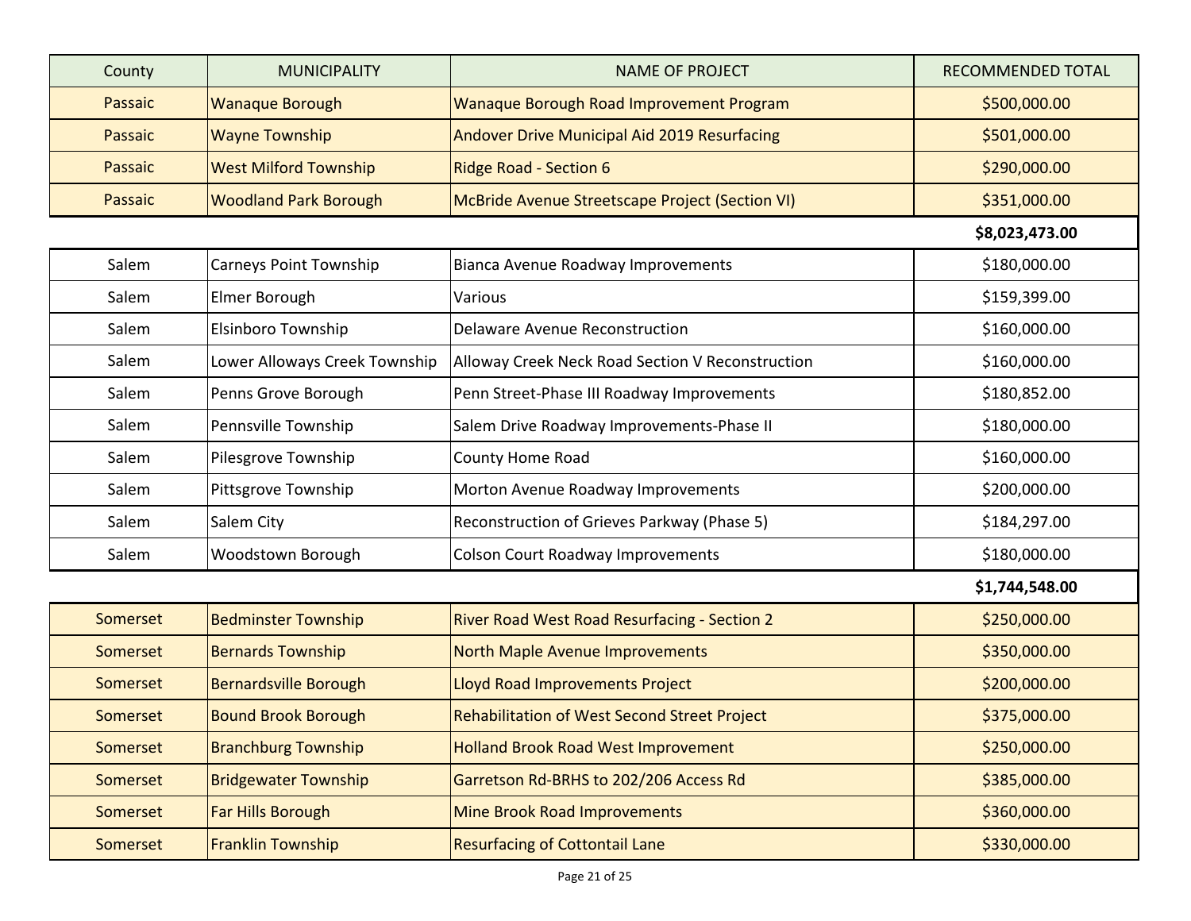| County | MUNICIPALITY | NAME OF PROJECT | RECOMMENDED TOTAL |
|---|---|---|---|
| Passaic | Wanaque Borough | Wanaque Borough Road Improvement Program | $500,000.00 |
| Passaic | Wayne Township | Andover Drive Municipal Aid 2019 Resurfacing | $501,000.00 |
| Passaic | West Milford Township | Ridge Road - Section 6 | $290,000.00 |
| Passaic | Woodland Park Borough | McBride Avenue Streetscape Project (Section VI) | $351,000.00 |
| | | | **$8,023,473.00** |
| Salem | Carneys Point Township | Bianca Avenue Roadway Improvements | $180,000.00 |
| Salem | Elmer Borough | Various | $159,399.00 |
| Salem | Elsinboro Township | Delaware Avenue Reconstruction | $160,000.00 |
| Salem | Lower Alloways Creek Township | Alloway Creek Neck Road Section V Reconstruction | $160,000.00 |
| Salem | Penns Grove Borough | Penn Street-Phase III Roadway Improvements | $180,852.00 |
| Salem | Pennsville Township | Salem Drive Roadway Improvements-Phase II | $180,000.00 |
| Salem | Pilesgrove Township | County Home Road | $160,000.00 |
| Salem | Pittsgrove Township | Morton Avenue Roadway Improvements | $200,000.00 |
| Salem | Salem City | Reconstruction of Grieves Parkway (Phase 5) | $184,297.00 |
| Salem | Woodstown Borough | Colson Court Roadway Improvements | $180,000.00 |
| | | | **$1,744,548.00** |
| Somerset | Bedminster Township | River Road West Road Resurfacing - Section 2 | $250,000.00 |
| Somerset | Bernards Township | North Maple Avenue Improvements | $350,000.00 |
| Somerset | Bernardsville Borough | Lloyd Road Improvements Project | $200,000.00 |
| Somerset | Bound Brook Borough | Rehabilitation of West Second Street Project | $375,000.00 |
| Somerset | Branchburg Township | Holland Brook Road West Improvement | $250,000.00 |
| Somerset | Bridgewater Township | Garretson Rd-BRHS to 202/206 Access Rd | $385,000.00 |
| Somerset | Far Hills Borough | Mine Brook Road Improvements | $360,000.00 |
| Somerset | Franklin Township | Resurfacing of Cottontail Lane | $330,000.00 |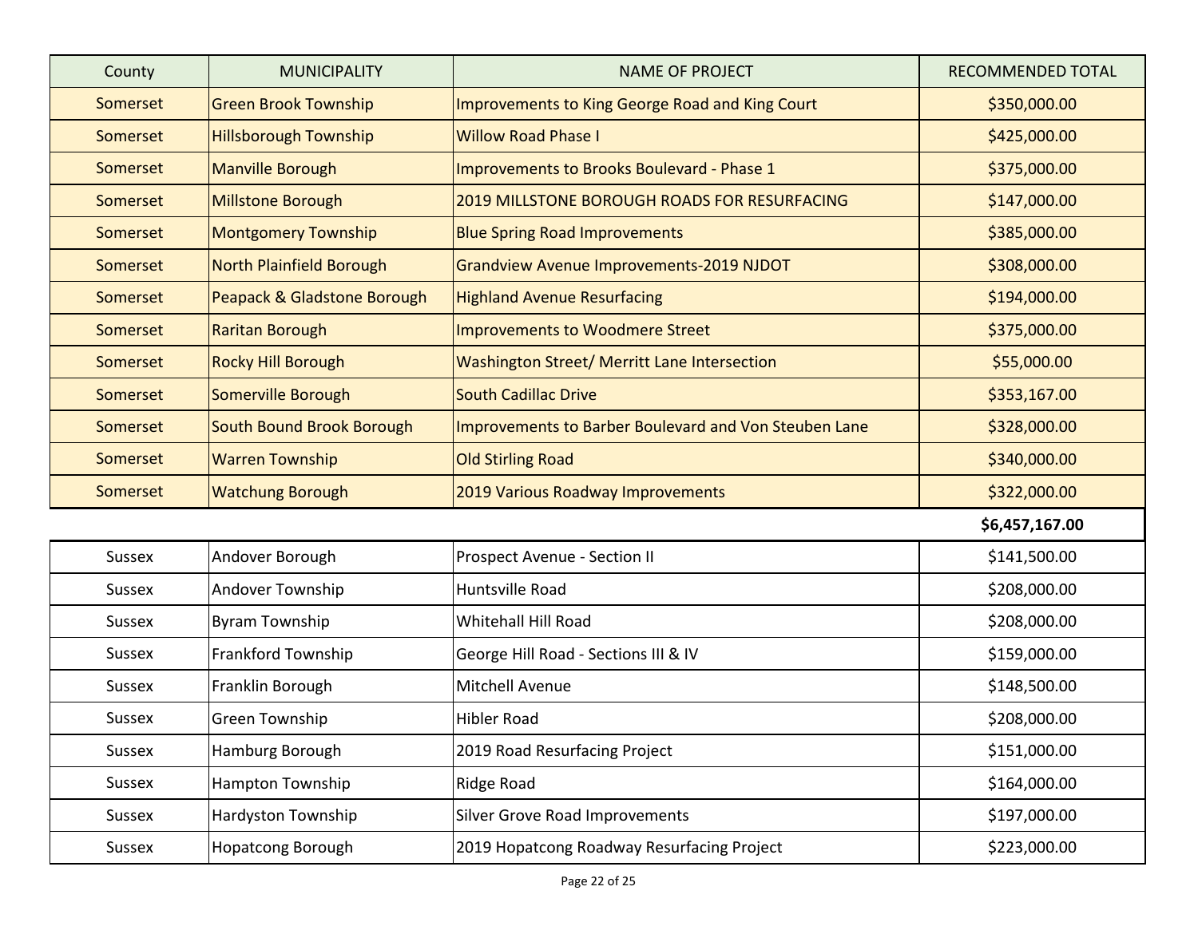| County | MUNICIPALITY | NAME OF PROJECT | RECOMMENDED TOTAL |
|---|---|---|---|
| Somerset | Green Brook Township | Improvements to King George Road and King Court | $350,000.00 |
| Somerset | Hillsborough Township | Willow Road Phase I | $425,000.00 |
| Somerset | Manville Borough | Improvements to Brooks Boulevard - Phase 1 | $375,000.00 |
| Somerset | Millstone Borough | 2019 MILLSTONE BOROUGH ROADS FOR RESURFACING | $147,000.00 |
| Somerset | Montgomery Township | Blue Spring Road Improvements | $385,000.00 |
| Somerset | North Plainfield Borough | Grandview Avenue Improvements-2019 NJDOT | $308,000.00 |
| Somerset | Peapack & Gladstone Borough | Highland Avenue Resurfacing | $194,000.00 |
| Somerset | Raritan Borough | Improvements to Woodmere Street | $375,000.00 |
| Somerset | Rocky Hill Borough | Washington Street/ Merritt Lane Intersection | $55,000.00 |
| Somerset | Somerville Borough | South Cadillac Drive | $353,167.00 |
| Somerset | South Bound Brook Borough | Improvements to Barber Boulevard and Von Steuben Lane | $328,000.00 |
| Somerset | Warren Township | Old Stirling Road | $340,000.00 |
| Somerset | Watchung Borough | 2019 Various Roadway Improvements | $322,000.00 |
| | | | **$6,457,167.00** |
| Sussex | Andover Borough | Prospect Avenue - Section II | $141,500.00 |
| Sussex | Andover Township | Huntsville Road | $208,000.00 |
| Sussex | Byram Township | Whitehall Hill Road | $208,000.00 |
| Sussex | Frankford Township | George Hill Road - Sections III & IV | $159,000.00 |
| Sussex | Franklin Borough | Mitchell Avenue | $148,500.00 |
| Sussex | Green Township | Hibler Road | $208,000.00 |
| Sussex | Hamburg Borough | 2019 Road Resurfacing Project | $151,000.00 |
| Sussex | Hampton Township | Ridge Road | $164,000.00 |
| Sussex | Hardyston Township | Silver Grove Road Improvements | $197,000.00 |
| Sussex | Hopatcong Borough | 2019 Hopatcong Roadway Resurfacing Project | $223,000.00 |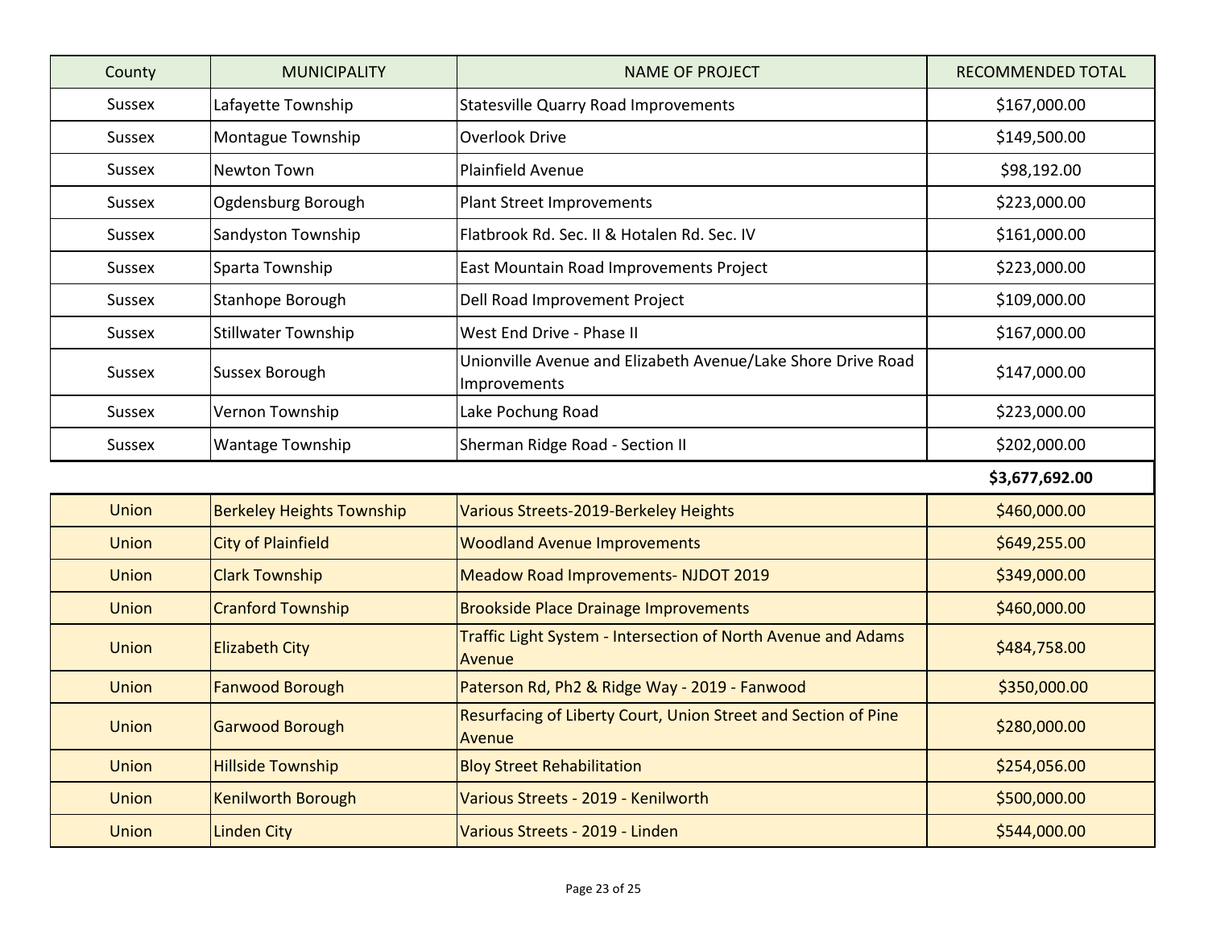| County | MUNICIPALITY | NAME OF PROJECT | RECOMMENDED TOTAL |
|---|---|---|---|
| Sussex | Lafayette Township | Statesville Quarry Road Improvements | $167,000.00 |
| Sussex | Montague Township | Overlook Drive | $149,500.00 |
| Sussex | Newton Town | Plainfield Avenue | $98,192.00 |
| Sussex | Ogdensburg Borough | Plant Street Improvements | $223,000.00 |
| Sussex | Sandyston Township | Flatbrook Rd. Sec. II & Hotalen Rd. Sec. IV | $161,000.00 |
| Sussex | Sparta Township | East Mountain Road Improvements Project | $223,000.00 |
| Sussex | Stanhope Borough | Dell Road Improvement Project | $109,000.00 |
| Sussex | Stillwater Township | West End Drive - Phase II | $167,000.00 |
| Sussex | Sussex Borough | Unionville Avenue and Elizabeth Avenue/Lake Shore Drive Road Improvements | $147,000.00 |
| Sussex | Vernon Township | Lake Pochung Road | $223,000.00 |
| Sussex | Wantage Township | Sherman Ridge Road - Section II | $202,000.00 |
| | | | **$3,677,692.00** |
| Union | Berkeley Heights Township | Various Streets-2019-Berkeley Heights | $460,000.00 |
| Union | City of Plainfield | Woodland Avenue Improvements | $649,255.00 |
| Union | Clark Township | Meadow Road Improvements- NJDOT 2019 | $349,000.00 |
| Union | Cranford Township | Brookside Place Drainage Improvements | $460,000.00 |
| Union | Elizabeth City | Traffic Light System - Intersection of North Avenue and Adams Avenue | $484,758.00 |
| Union | Fanwood Borough | Paterson Rd, Ph2 & Ridge Way - 2019 - Fanwood | $350,000.00 |
| Union | Garwood Borough | Resurfacing of Liberty Court, Union Street and Section of Pine Avenue | $280,000.00 |
| Union | Hillside Township | Bloy Street Rehabilitation | $254,056.00 |
| Union | Kenilworth Borough | Various Streets - 2019 - Kenilworth | $500,000.00 |
| Union | Linden City | Various Streets - 2019 - Linden | $544,000.00 |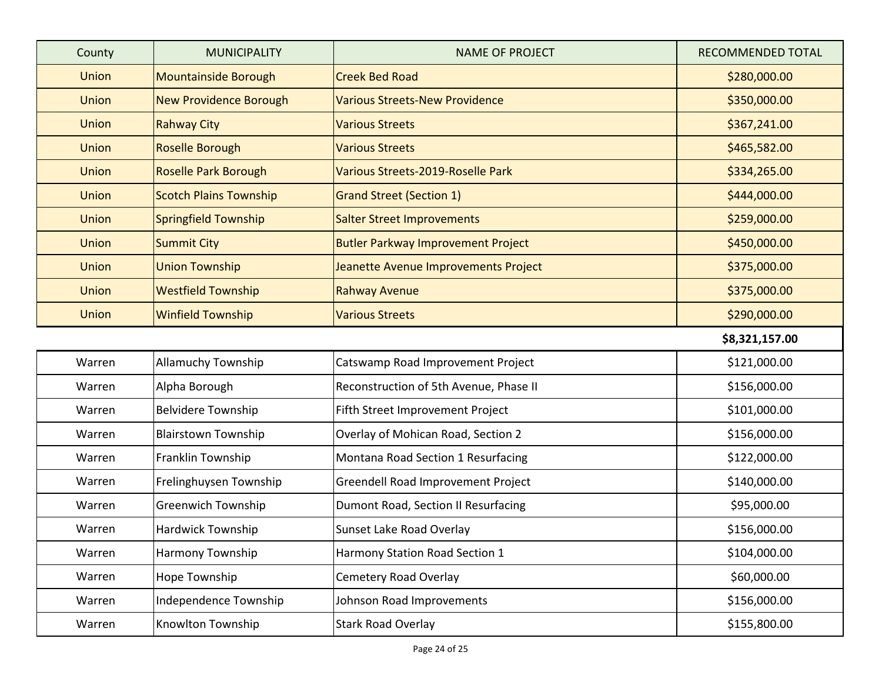| County | MUNICIPALITY | NAME OF PROJECT | RECOMMENDED TOTAL |
|---|---|---|---|
| Union | Mountainside Borough | Creek Bed Road | $280,000.00 |
| Union | New Providence Borough | Various Streets-New Providence | $350,000.00 |
| Union | Rahway City | Various Streets | $367,241.00 |
| Union | Roselle Borough | Various Streets | $465,582.00 |
| Union | Roselle Park Borough | Various Streets-2019-Roselle Park | $334,265.00 |
| Union | Scotch Plains Township | Grand Street (Section 1) | $444,000.00 |
| Union | Springfield Township | Salter Street Improvements | $259,000.00 |
| Union | Summit City | Butler Parkway Improvement Project | $450,000.00 |
| Union | Union Township | Jeanette Avenue Improvements Project | $375,000.00 |
| Union | Westfield Township | Rahway Avenue | $375,000.00 |
| Union | Winfield Township | Various Streets | $290,000.00 |
| | | | **$8,321,157.00** |
| Warren | Allamuchy Township | Catswamp Road Improvement Project | $121,000.00 |
| Warren | Alpha Borough | Reconstruction of 5th Avenue, Phase II | $156,000.00 |
| Warren | Belvidere Township | Fifth Street Improvement Project | $101,000.00 |
| Warren | Blairstown Township | Overlay of Mohican Road, Section 2 | $156,000.00 |
| Warren | Franklin Township | Montana Road Section 1 Resurfacing | $122,000.00 |
| Warren | Frelinghuysen Township | Greendell Road Improvement Project | $140,000.00 |
| Warren | Greenwich Township | Dumont Road, Section II Resurfacing | $95,000.00 |
| Warren | Hardwick Township | Sunset Lake Road Overlay | $156,000.00 |
| Warren | Harmony Township | Harmony Station Road Section 1 | $104,000.00 |
| Warren | Hope Township | Cemetery Road Overlay | $60,000.00 |
| Warren | Independence Township | Johnson Road Improvements | $156,000.00 |
| Warren | Knowlton Township | Stark Road Overlay | $155,800.00 |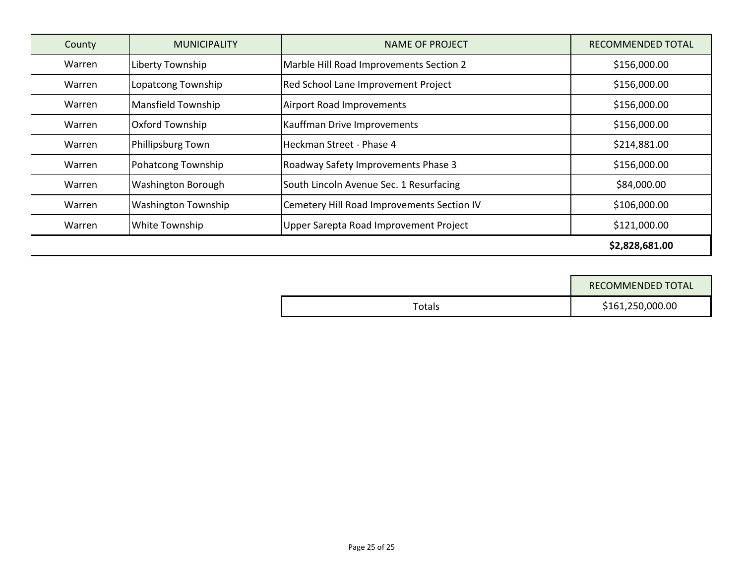| County | MUNICIPALITY | NAME OF PROJECT | RECOMMENDED TOTAL |
|---|---|---|---|
| Warren | Liberty Township | Marble Hill Road Improvements Section 2 | $156,000.00 |
| Warren | Lopatcong Township | Red School Lane Improvement Project | $156,000.00 |
| Warren | Mansfield Township | Airport Road Improvements | $156,000.00 |
| Warren | Oxford Township | Kauffman Drive Improvements | $156,000.00 |
| Warren | Phillipsburg Town | Heckman Street - Phase 4 | $214,881.00 |
| Warren | Pohatcong Township | Roadway Safety Improvements Phase 3 | $156,000.00 |
| Warren | Washington Borough | South Lincoln Avenue Sec. 1 Resurfacing | $84,000.00 |
| Warren | Washington Township | Cemetery Hill Road Improvements Section IV | $106,000.00 |
| Warren | White Township | Upper Sarepta Road Improvement Project | $121,000.00 |
| | | | **$2,828,681.00** |

| | RECOMMENDED TOTAL |
|---|---|
| Totals | $161,250,000.00 |